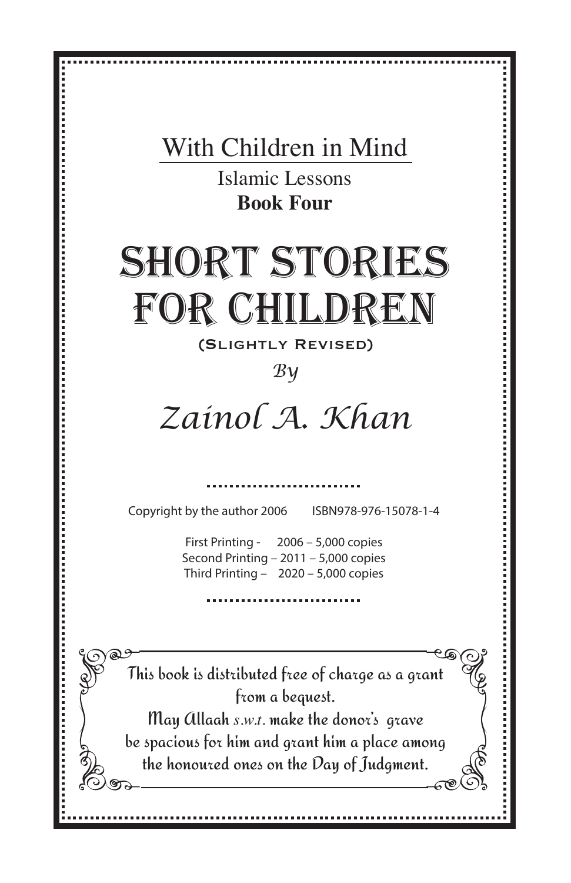With Children in Mind

Islamic Lessons

**Book Four**

# SHORT STORIES FOR CHILDREN

(Slightly Revised)

*By*

## *Zainol A. Khan*

Copyright by the author 2006 ISBN978-976-15078-1-4

First Printing - 2006 – 5,000 copies
Second Printing – 2011 – 5,000 copies
Third Printing – 2020 – 5,000 copies

This book is distributed free of charge as a grant from a bequest.
May Allaah *s.w.t.* make the donor's grave be spacious for him and grant him a place among the honoured ones on the Day of Judgment.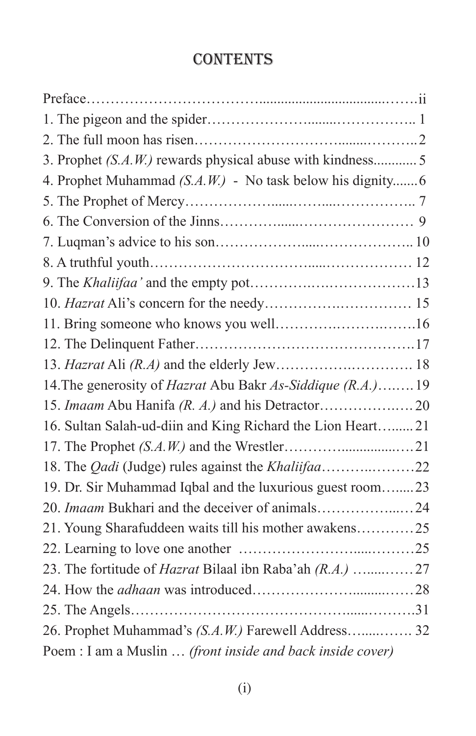# CONTENTS

Preface……………………………......................................……ii
1. The pigeon and the spider……………………........………………….. 1
2. The full moon has risen……………………………........………..2
3. Prophet *(S.A.W.)* rewards physical abuse with kindness............ 5
4. Prophet Muhammad *(S.A.W.)* - No task below his dignity.......6
5. The Prophet of Mercy………………......……....…………….. 7
6. The Conversion of the Jinns……………......…………………… 9
7. Luqman's advice to his son………………....……………….. 10
8. A truthful youth…………………………….....……………… 12
9. The *Khaliifaa'* and the empty pot…………….…………………13
10. *Hazrat* Ali's concern for the needy…………….…………… 15
11. Bring someone who knows you well………….……….…….16
12. The Delinquent Father……………………………………….17
13. *Hazrat* Ali *(R.A)* and the elderly Jew………….……………. 18
14.The generosity of *Hazrat* Abu Bakr *As-Siddique (R.A.)*….….19
15. *Imaam* Abu Hanifa *(R. A.)* and his Detractor……………….…20
16. Sultan Salah-ud-diin and King Richard the Lion Heart…......21
17. The Prophet *(S.A.W.)* and the Wrestler…………................…21
18. The *Qadi* (Judge) rules against the *Khaliifaa*……….………22
19. Dr. Sir Muhammad Iqbal and the luxurious guest room…......23
20. *Imaam* Bukhari and the deceiver of animals……………...…24
21. Young Sharafuddeen waits till his mother awakens…………25
22. Learning to love one another ……………………....………25
23. The fortitude of *Hazrat* Bilaal ibn Raba'ah *(R.A.)* …....……27
24. How the *adhaan* was introduced………………….......……28
25. The Angels…………………………………….....……….31
26. Prophet Muhammad's *(S.A.W.)* Farewell Address…....……. 32
Poem : I am a Muslin … *(front inside and back inside cover)*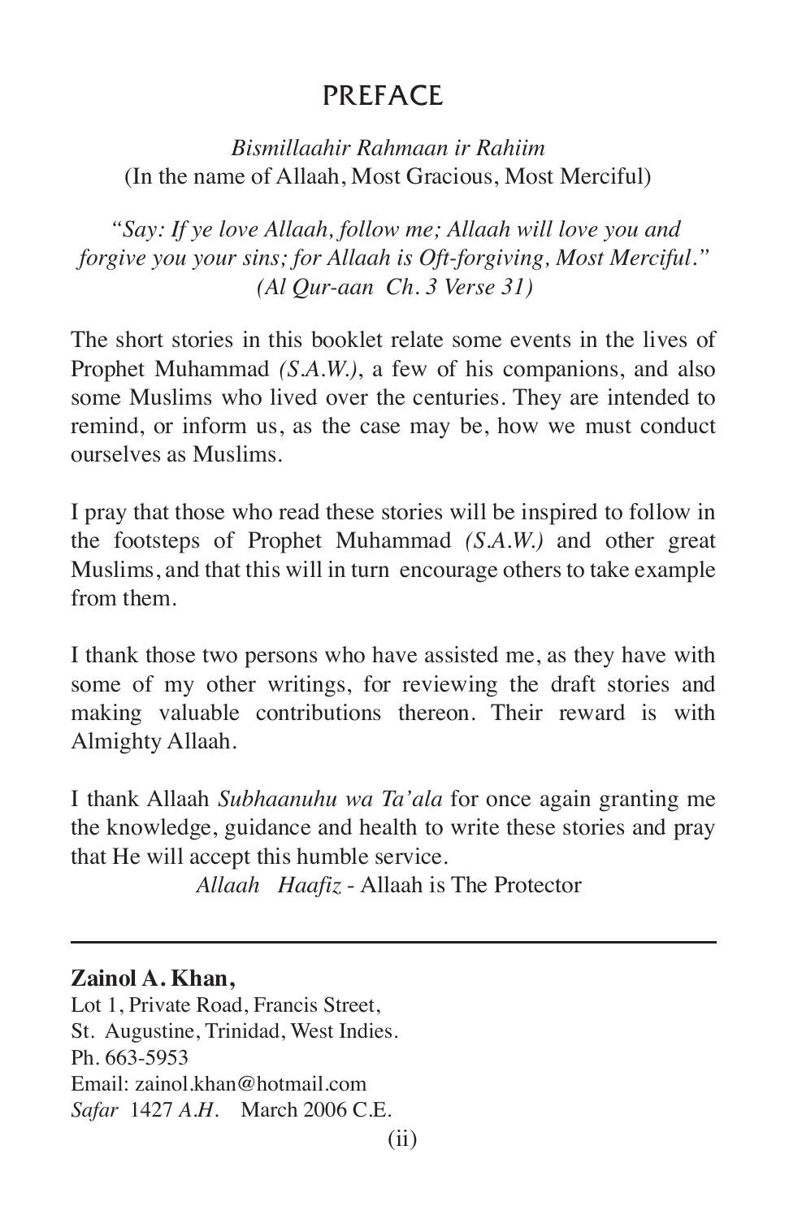# PREFACE

*Bismillaahir Rahmaan ir Rahiim*
(In the name of Allaah, Most Gracious, Most Merciful)

*"Say: If ye love Allaah, follow me; Allaah will love you and forgive you your sins; for Allaah is Oft-forgiving, Most Merciful." (Al Qur-aan Ch. 3 Verse 31)*

The short stories in this booklet relate some events in the lives of Prophet Muhammad *(S.A.W.)*, a few of his companions, and also some Muslims who lived over the centuries. They are intended to remind, or inform us, as the case may be, how we must conduct ourselves as Muslims.

I pray that those who read these stories will be inspired to follow in the footsteps of Prophet Muhammad *(S.A.W.)* and other great Muslims, and that this will in turn encourage others to take example from them.

I thank those two persons who have assisted me, as they have with some of my other writings, for reviewing the draft stories and making valuable contributions thereon. Their reward is with Almighty Allaah.

I thank Allaah *Subhaanuhu wa Ta'ala* for once again granting me the knowledge, guidance and health to write these stories and pray that He will accept this humble service.

*Allaah Haafiz* - Allaah is The Protector

---

**Zainol A. Khan,**
Lot 1, Private Road, Francis Street,
St. Augustine, Trinidad, West Indies.
Ph. 663-5953
Email: zainol.khan@hotmail.com
*Safar* 1427 *A.H.* March 2006 C.E.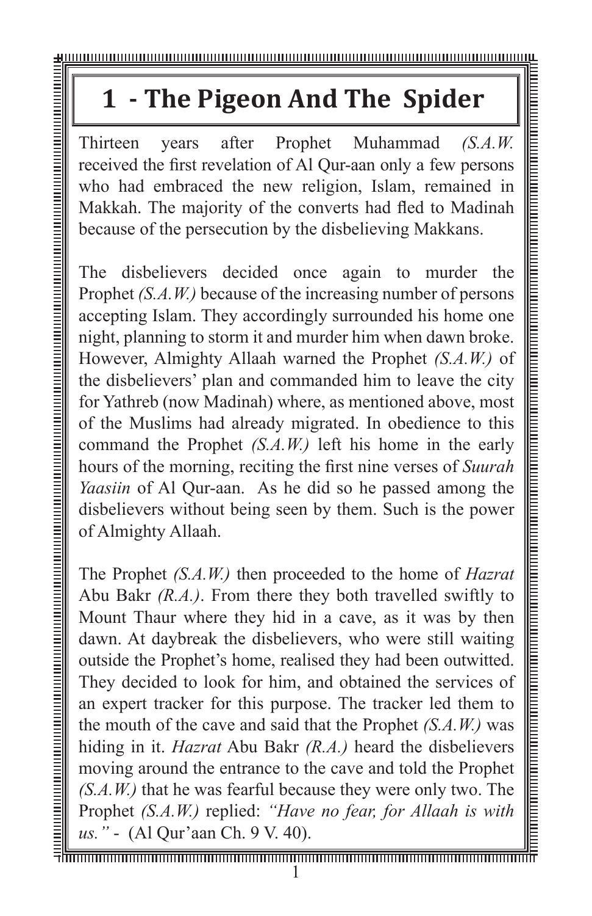# 1 - The Pigeon And The Spider

Thirteen years after Prophet Muhammad *(S.A.W.* received the first revelation of Al Qur-aan only a few persons who had embraced the new religion, Islam, remained in Makkah. The majority of the converts had fled to Madinah because of the persecution by the disbelieving Makkans.

The disbelievers decided once again to murder the Prophet *(S.A.W.)* because of the increasing number of persons accepting Islam. They accordingly surrounded his home one night, planning to storm it and murder him when dawn broke. However, Almighty Allaah warned the Prophet *(S.A.W.)* of the disbelievers' plan and commanded him to leave the city for Yathreb (now Madinah) where, as mentioned above, most of the Muslims had already migrated. In obedience to this command the Prophet *(S.A.W.)* left his home in the early hours of the morning, reciting the first nine verses of *Suurah Yaasiin* of Al Qur-aan. As he did so he passed among the disbelievers without being seen by them. Such is the power of Almighty Allaah.

The Prophet *(S.A.W.)* then proceeded to the home of *Hazrat* Abu Bakr *(R.A.)*. From there they both travelled swiftly to Mount Thaur where they hid in a cave, as it was by then dawn. At daybreak the disbelievers, who were still waiting outside the Prophet's home, realised they had been outwitted. They decided to look for him, and obtained the services of an expert tracker for this purpose. The tracker led them to the mouth of the cave and said that the Prophet *(S.A.W.)* was hiding in it. *Hazrat* Abu Bakr *(R.A.)* heard the disbelievers moving around the entrance to the cave and told the Prophet *(S.A.W.)* that he was fearful because they were only two. The Prophet *(S.A.W.)* replied: *"Have no fear, for Allaah is with us."* - (Al Qur'aan Ch. 9 V. 40).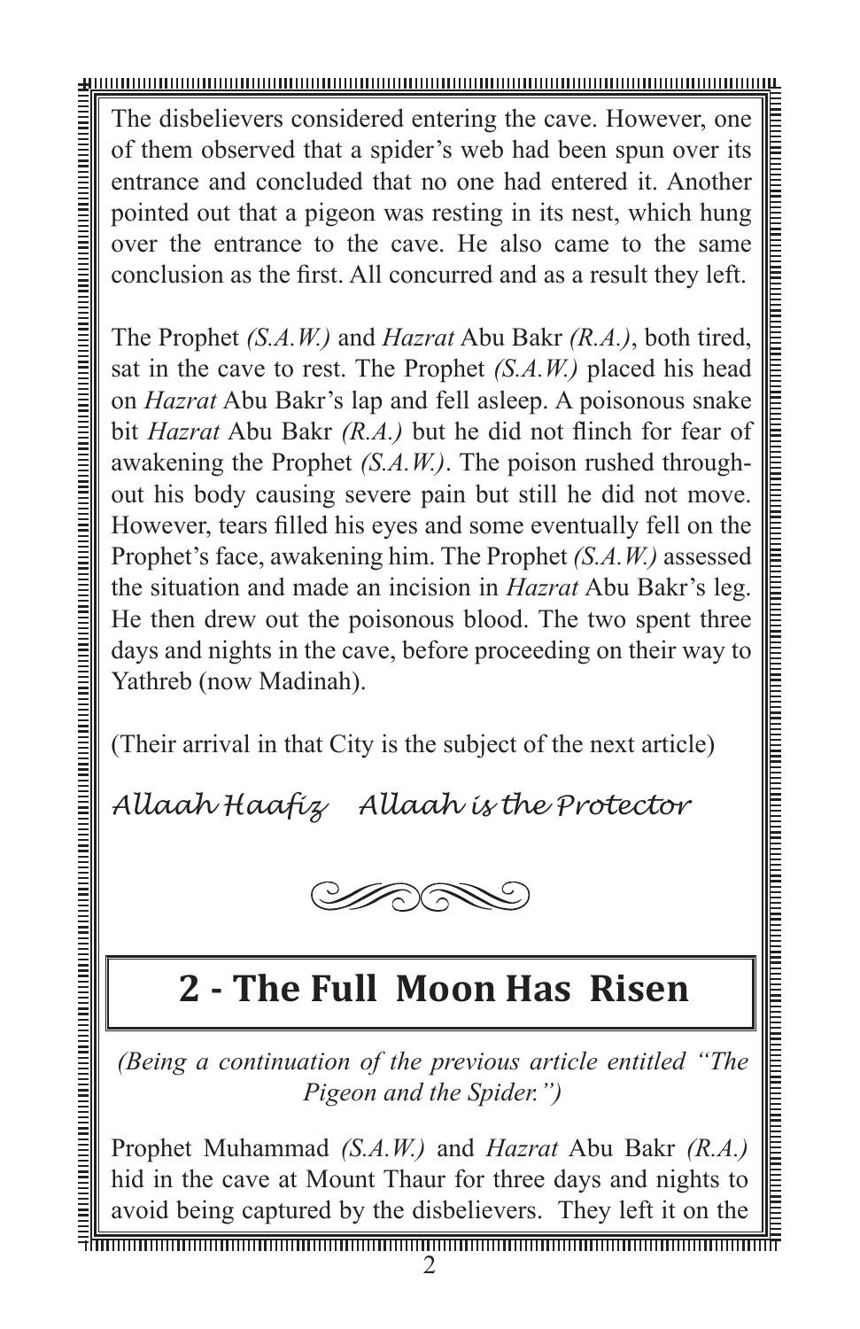The disbelievers considered entering the cave. However, one of them observed that a spider's web had been spun over its entrance and concluded that no one had entered it. Another pointed out that a pigeon was resting in its nest, which hung over the entrance to the cave. He also came to the same conclusion as the first. All concurred and as a result they left.

The Prophet *(S.A.W.)* and *Hazrat* Abu Bakr *(R.A.)*, both tired, sat in the cave to rest. The Prophet *(S.A.W.)* placed his head on *Hazrat* Abu Bakr's lap and fell asleep. A poisonous snake bit *Hazrat* Abu Bakr *(R.A.)* but he did not flinch for fear of awakening the Prophet *(S.A.W.)*. The poison rushed throughout his body causing severe pain but still he did not move. However, tears filled his eyes and some eventually fell on the Prophet's face, awakening him. The Prophet *(S.A.W.)* assessed the situation and made an incision in *Hazrat* Abu Bakr's leg. He then drew out the poisonous blood. The two spent three days and nights in the cave, before proceeding on their way to Yathreb (now Madinah).

(Their arrival in that City is the subject of the next article)

*Allaah Haafiz    Allaah is the Protector*

## 2 - The Full Moon Has Risen

*(Being a continuation of the previous article entitled "The Pigeon and the Spider.")*

Prophet Muhammad *(S.A.W.)* and *Hazrat* Abu Bakr *(R.A.)* hid in the cave at Mount Thaur for three days and nights to avoid being captured by the disbelievers. They left it on the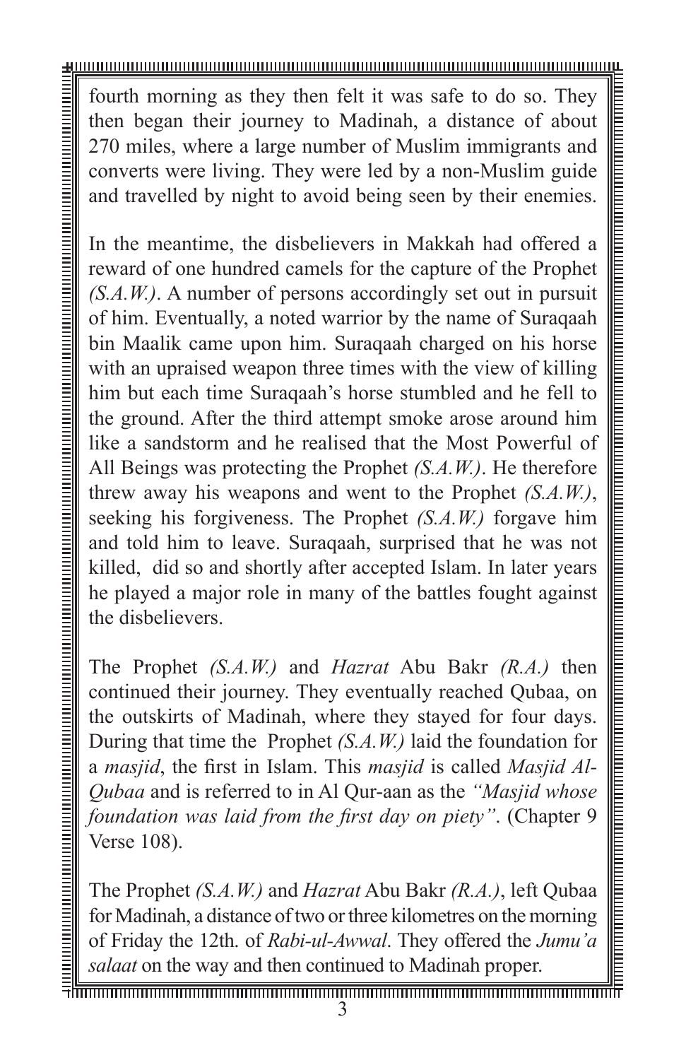fourth morning as they then felt it was safe to do so. They then began their journey to Madinah, a distance of about 270 miles, where a large number of Muslim immigrants and converts were living. They were led by a non-Muslim guide and travelled by night to avoid being seen by their enemies.

In the meantime, the disbelievers in Makkah had offered a reward of one hundred camels for the capture of the Prophet *(S.A.W.)*. A number of persons accordingly set out in pursuit of him. Eventually, a noted warrior by the name of Suraqaah bin Maalik came upon him. Suraqaah charged on his horse with an upraised weapon three times with the view of killing him but each time Suraqaah's horse stumbled and he fell to the ground. After the third attempt smoke arose around him like a sandstorm and he realised that the Most Powerful of All Beings was protecting the Prophet *(S.A.W.)*. He therefore threw away his weapons and went to the Prophet *(S.A.W.)*, seeking his forgiveness. The Prophet *(S.A.W.)* forgave him and told him to leave. Suraqaah, surprised that he was not killed, did so and shortly after accepted Islam. In later years he played a major role in many of the battles fought against the disbelievers.

The Prophet *(S.A.W.)* and *Hazrat* Abu Bakr *(R.A.)* then continued their journey. They eventually reached Qubaa, on the outskirts of Madinah, where they stayed for four days. During that time the Prophet *(S.A.W.)* laid the foundation for a *masjid*, the first in Islam. This *masjid* is called *Masjid Al-Qubaa* and is referred to in Al Qur-aan as the *"Masjid whose foundation was laid from the first day on piety"*. (Chapter 9 Verse 108).

The Prophet *(S.A.W.)* and *Hazrat* Abu Bakr *(R.A.)*, left Qubaa for Madinah, a distance of two or three kilometres on the morning of Friday the 12th. of *Rabi-ul-Awwal*. They offered the *Jumu'a salaat* on the way and then continued to Madinah proper.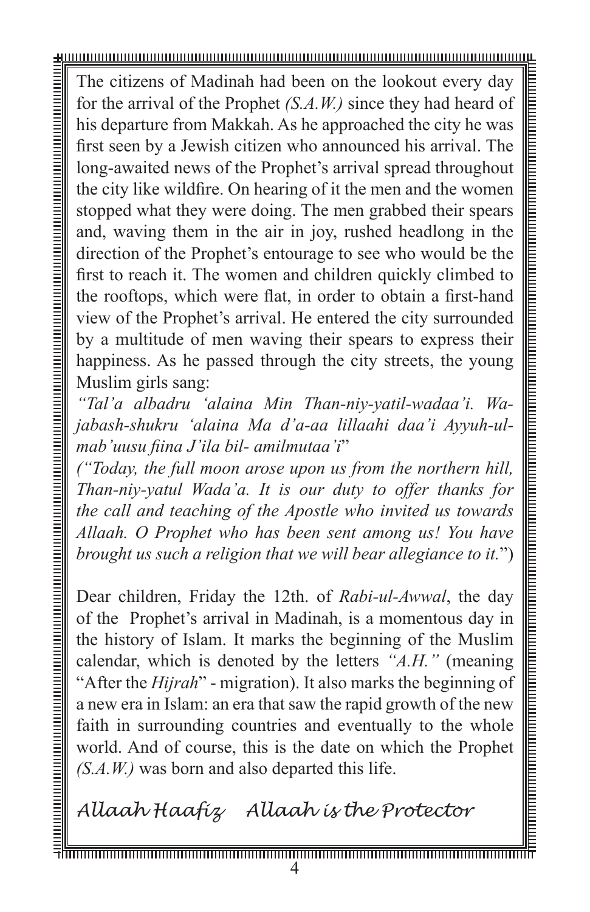The citizens of Madinah had been on the lookout every day for the arrival of the Prophet *(S.A.W.)* since they had heard of his departure from Makkah. As he approached the city he was first seen by a Jewish citizen who announced his arrival. The long-awaited news of the Prophet's arrival spread throughout the city like wildfire. On hearing of it the men and the women stopped what they were doing. The men grabbed their spears and, waving them in the air in joy, rushed headlong in the direction of the Prophet's entourage to see who would be the first to reach it. The women and children quickly climbed to the rooftops, which were flat, in order to obtain a first-hand view of the Prophet's arrival. He entered the city surrounded by a multitude of men waving their spears to express their happiness. As he passed through the city streets, the young Muslim girls sang:

*"Tal'a albadru 'alaina Min Than-niy-yatil-wadaa'i. Wa-jabash-shukru 'alaina Ma d'a-aa lillaahi daa'i Ayyuh-ul-mab'uusu fiina J'ila bil- amilmutaa'i*"

*("Today, the full moon arose upon us from the northern hill, Than-niy-yatul Wada'a. It is our duty to offer thanks for the call and teaching of the Apostle who invited us towards Allaah. O Prophet who has been sent among us! You have brought us such a religion that we will bear allegiance to it.*")

Dear children, Friday the 12th. of *Rabi-ul-Awwal*, the day of the Prophet's arrival in Madinah, is a momentous day in the history of Islam. It marks the beginning of the Muslim calendar, which is denoted by the letters *"A.H."* (meaning "After the *Hijrah*" - migration). It also marks the beginning of a new era in Islam: an era that saw the rapid growth of the new faith in surrounding countries and eventually to the whole world. And of course, this is the date on which the Prophet *(S.A.W.)* was born and also departed this life.

*Allaah Haafiz  Allaah is the Protector*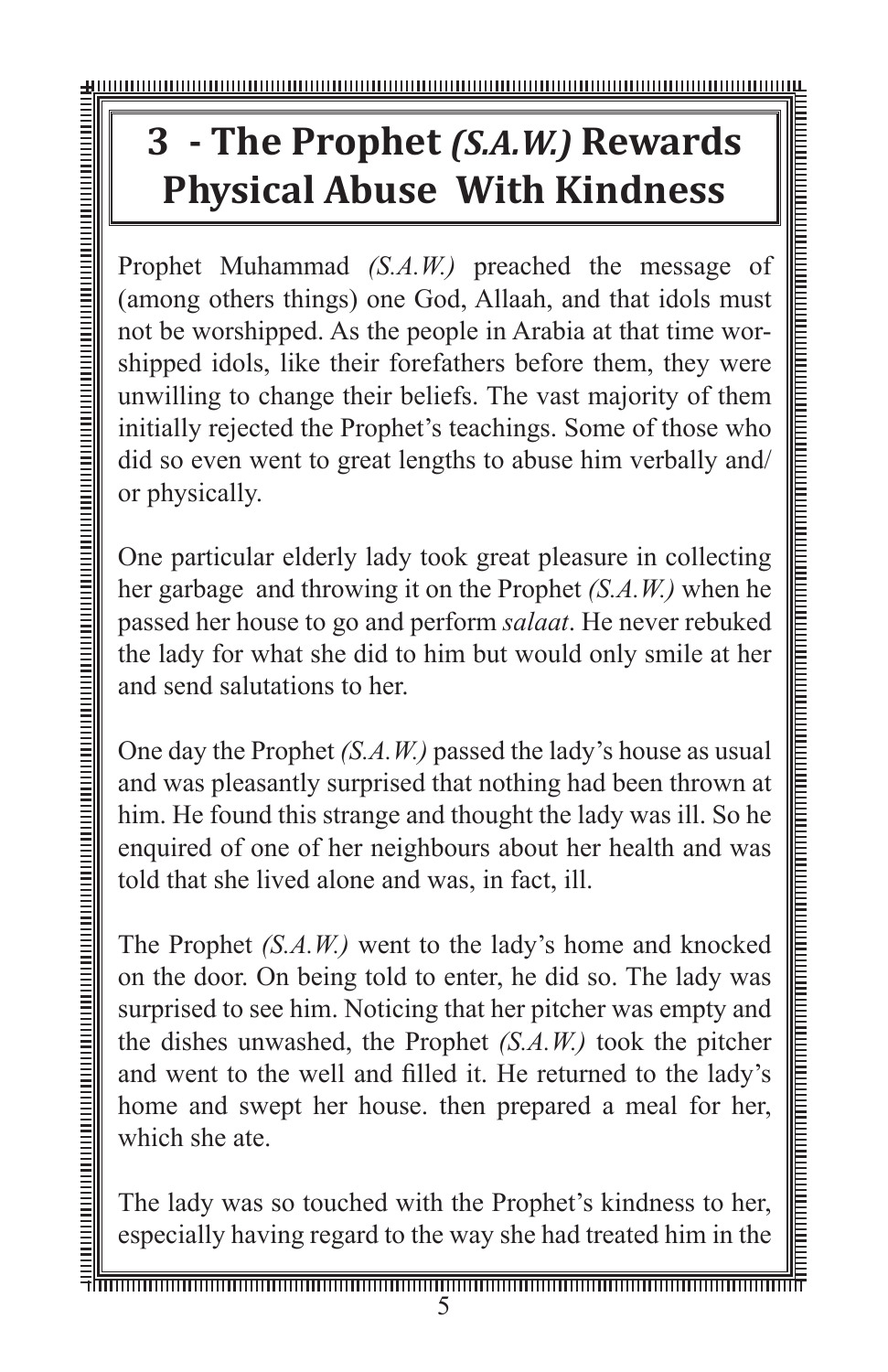# 3 - The Prophet *(S.A.W.)* Rewards Physical Abuse With Kindness

Prophet Muhammad *(S.A.W.)* preached the message of (among others things) one God, Allaah, and that idols must not be worshipped. As the people in Arabia at that time worshipped idols, like their forefathers before them, they were unwilling to change their beliefs. The vast majority of them initially rejected the Prophet's teachings. Some of those who did so even went to great lengths to abuse him verbally and/or physically.

One particular elderly lady took great pleasure in collecting her garbage and throwing it on the Prophet *(S.A.W.)* when he passed her house to go and perform *salaat*. He never rebuked the lady for what she did to him but would only smile at her and send salutations to her.

One day the Prophet *(S.A.W.)* passed the lady's house as usual and was pleasantly surprised that nothing had been thrown at him. He found this strange and thought the lady was ill. So he enquired of one of her neighbours about her health and was told that she lived alone and was, in fact, ill.

The Prophet *(S.A.W.)* went to the lady's home and knocked on the door. On being told to enter, he did so. The lady was surprised to see him. Noticing that her pitcher was empty and the dishes unwashed, the Prophet *(S.A.W.)* took the pitcher and went to the well and filled it. He returned to the lady's home and swept her house. then prepared a meal for her, which she ate.

The lady was so touched with the Prophet's kindness to her, especially having regard to the way she had treated him in the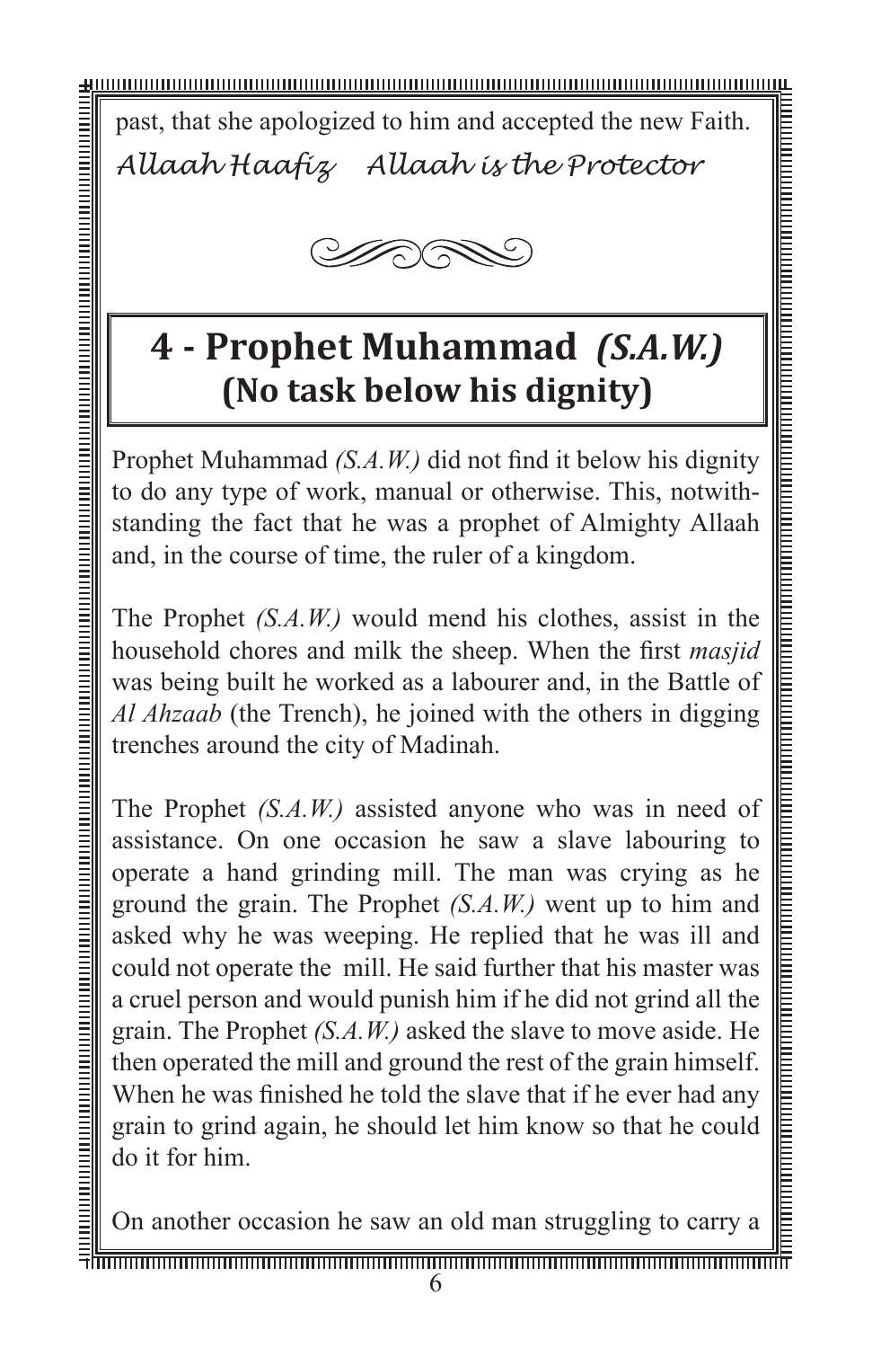past, that she apologized to him and accepted the new Faith.

*Allaah Haafiz Allaah is the Protector*

## 4 - Prophet Muhammad *(S.A.W.)*
## (No task below his dignity)

Prophet Muhammad *(S.A.W.)* did not find it below his dignity to do any type of work, manual or otherwise. This, notwithstanding the fact that he was a prophet of Almighty Allaah and, in the course of time, the ruler of a kingdom.

The Prophet *(S.A.W.)* would mend his clothes, assist in the household chores and milk the sheep. When the first *masjid* was being built he worked as a labourer and, in the Battle of *Al Ahzaab* (the Trench), he joined with the others in digging trenches around the city of Madinah.

The Prophet *(S.A.W.)* assisted anyone who was in need of assistance. On one occasion he saw a slave labouring to operate a hand grinding mill. The man was crying as he ground the grain. The Prophet *(S.A.W.)* went up to him and asked why he was weeping. He replied that he was ill and could not operate the mill. He said further that his master was a cruel person and would punish him if he did not grind all the grain. The Prophet *(S.A.W.)* asked the slave to move aside. He then operated the mill and ground the rest of the grain himself. When he was finished he told the slave that if he ever had any grain to grind again, he should let him know so that he could do it for him.

On another occasion he saw an old man struggling to carry a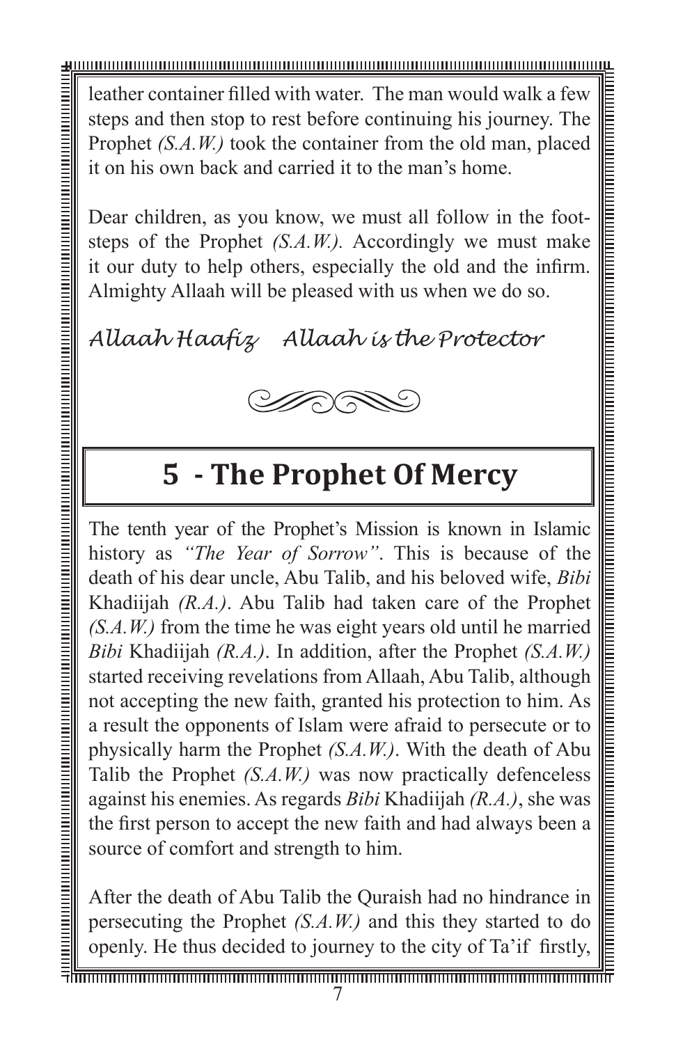leather container filled with water. The man would walk a few steps and then stop to rest before continuing his journey. The Prophet *(S.A.W.)* took the container from the old man, placed it on his own back and carried it to the man's home.

Dear children, as you know, we must all follow in the footsteps of the Prophet *(S.A.W.)*. Accordingly we must make it our duty to help others, especially the old and the infirm. Almighty Allaah will be pleased with us when we do so.

*Allaah Haafiz    Allaah is the Protector*

## 5 - The Prophet Of Mercy

The tenth year of the Prophet's Mission is known in Islamic history as *"The Year of Sorrow"*. This is because of the death of his dear uncle, Abu Talib, and his beloved wife, *Bibi* Khadiijah *(R.A.)*. Abu Talib had taken care of the Prophet *(S.A.W.)* from the time he was eight years old until he married *Bibi* Khadiijah *(R.A.)*. In addition, after the Prophet *(S.A.W.)* started receiving revelations from Allaah, Abu Talib, although not accepting the new faith, granted his protection to him. As a result the opponents of Islam were afraid to persecute or to physically harm the Prophet *(S.A.W.)*. With the death of Abu Talib the Prophet *(S.A.W.)* was now practically defenceless against his enemies. As regards *Bibi* Khadiijah *(R.A.)*, she was the first person to accept the new faith and had always been a source of comfort and strength to him.

After the death of Abu Talib the Quraish had no hindrance in persecuting the Prophet *(S.A.W.)* and this they started to do openly. He thus decided to journey to the city of Ta'if firstly,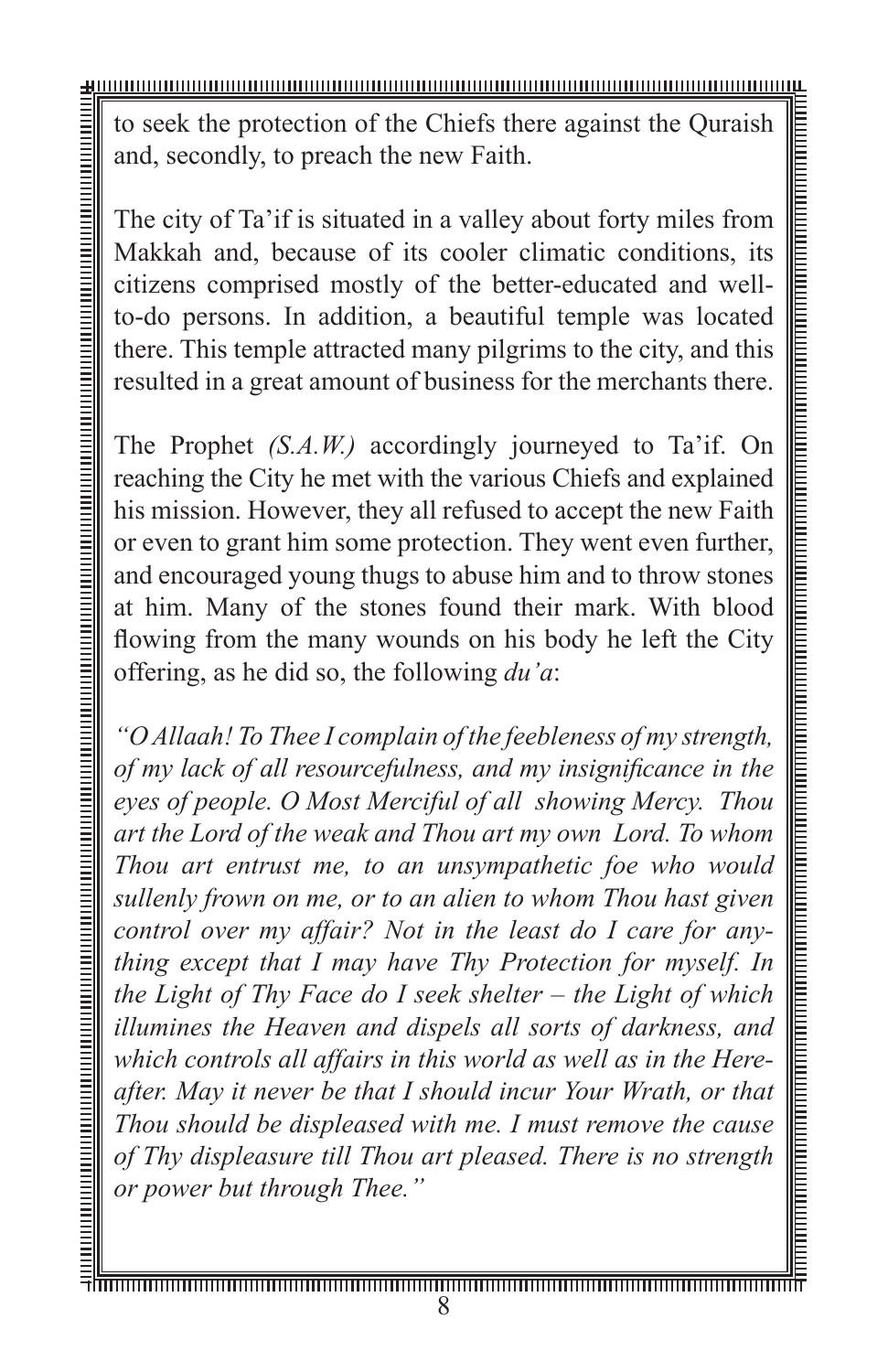to seek the protection of the Chiefs there against the Quraish and, secondly, to preach the new Faith.

The city of Ta'if is situated in a valley about forty miles from Makkah and, because of its cooler climatic conditions, its citizens comprised mostly of the better-educated and well-to-do persons. In addition, a beautiful temple was located there. This temple attracted many pilgrims to the city, and this resulted in a great amount of business for the merchants there.

The Prophet *(S.A.W.)* accordingly journeyed to Ta'if. On reaching the City he met with the various Chiefs and explained his mission. However, they all refused to accept the new Faith or even to grant him some protection. They went even further, and encouraged young thugs to abuse him and to throw stones at him. Many of the stones found their mark. With blood flowing from the many wounds on his body he left the City offering, as he did so, the following *du'a*:

*"O Allaah! To Thee I complain of the feebleness of my strength, of my lack of all resourcefulness, and my insignificance in the eyes of people. O Most Merciful of all showing Mercy. Thou art the Lord of the weak and Thou art my own Lord. To whom Thou art entrust me, to an unsympathetic foe who would sullenly frown on me, or to an alien to whom Thou hast given control over my affair? Not in the least do I care for anything except that I may have Thy Protection for myself. In the Light of Thy Face do I seek shelter – the Light of which illumines the Heaven and dispels all sorts of darkness, and which controls all affairs in this world as well as in the Hereafter. May it never be that I should incur Your Wrath, or that Thou should be displeased with me. I must remove the cause of Thy displeasure till Thou art pleased. There is no strength or power but through Thee."*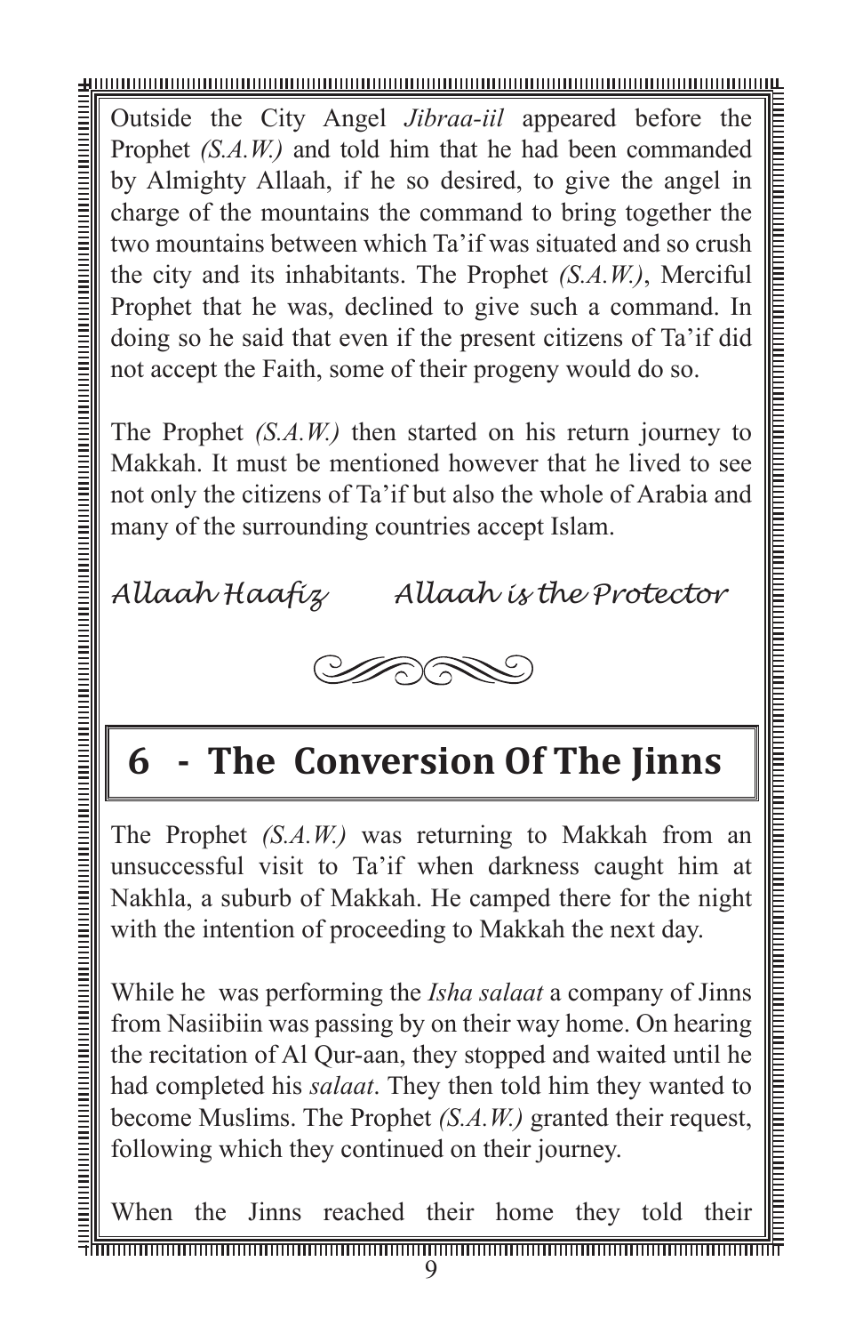Outside the City Angel *Jibraa-iil* appeared before the Prophet *(S.A.W.)* and told him that he had been commanded by Almighty Allaah, if he so desired, to give the angel in charge of the mountains the command to bring together the two mountains between which Ta'if was situated and so crush the city and its inhabitants. The Prophet *(S.A.W.)*, Merciful Prophet that he was, declined to give such a command. In doing so he said that even if the present citizens of Ta'if did not accept the Faith, some of their progeny would do so.

The Prophet *(S.A.W.)* then started on his return journey to Makkah. It must be mentioned however that he lived to see not only the citizens of Ta'if but also the whole of Arabia and many of the surrounding countries accept Islam.

*Allaah Haafiz        Allaah is the Protector*

## 6 - The Conversion Of The Jinns

The Prophet *(S.A.W.)* was returning to Makkah from an unsuccessful visit to Ta'if when darkness caught him at Nakhla, a suburb of Makkah. He camped there for the night with the intention of proceeding to Makkah the next day.

While he was performing the *Isha salaat* a company of Jinns from Nasiibiin was passing by on their way home. On hearing the recitation of Al Qur-aan, they stopped and waited until he had completed his *salaat*. They then told him they wanted to become Muslims. The Prophet *(S.A.W.)* granted their request, following which they continued on their journey.

When the Jinns reached their home they told their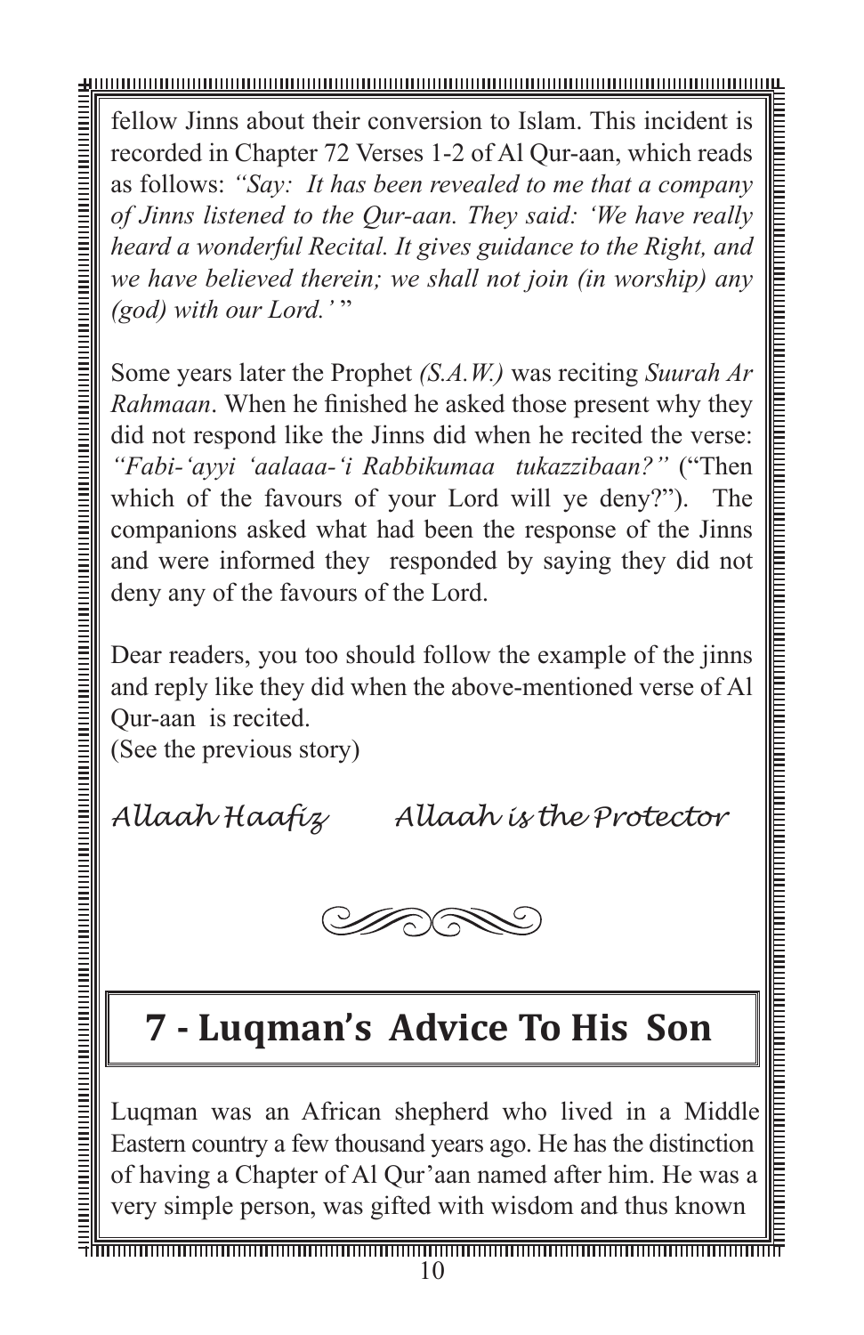fellow Jinns about their conversion to Islam. This incident is recorded in Chapter 72 Verses 1-2 of Al Qur-aan, which reads as follows: *"Say: It has been revealed to me that a company of Jinns listened to the Qur-aan. They said: 'We have really heard a wonderful Recital. It gives guidance to the Right, and we have believed therein; we shall not join (in worship) any (god) with our Lord.'* "

Some years later the Prophet *(S.A.W.)* was reciting *Suurah Ar Rahmaan*. When he finished he asked those present why they did not respond like the Jinns did when he recited the verse: *"Fabi-'ayyi 'aalaaa-'i Rabbikumaa tukazzibaan?"* ("Then which of the favours of your Lord will ye deny?"). The companions asked what had been the response of the Jinns and were informed they responded by saying they did not deny any of the favours of the Lord.

Dear readers, you too should follow the example of the jinns and reply like they did when the above-mentioned verse of Al Qur-aan is recited.
(See the previous story)

*Allaah Haafiz      Allaah is the Protector*

## 7 - Luqman's Advice To His Son

Luqman was an African shepherd who lived in a Middle Eastern country a few thousand years ago. He has the distinction of having a Chapter of Al Qur'aan named after him. He was a very simple person, was gifted with wisdom and thus known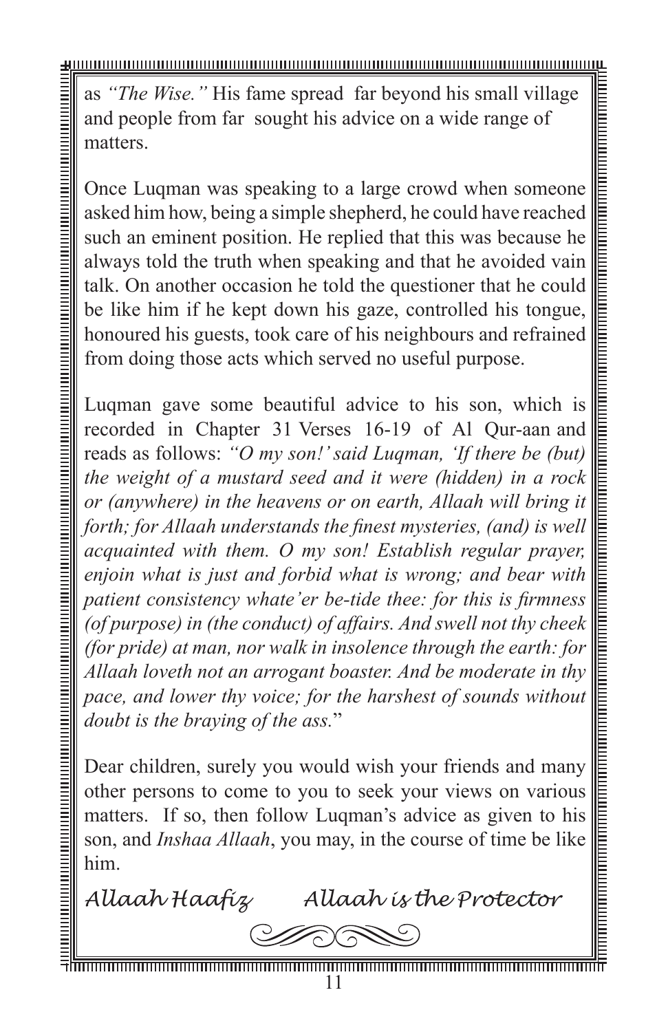as *"The Wise."* His fame spread far beyond his small village and people from far sought his advice on a wide range of matters.

Once Luqman was speaking to a large crowd when someone asked him how, being a simple shepherd, he could have reached such an eminent position. He replied that this was because he always told the truth when speaking and that he avoided vain talk. On another occasion he told the questioner that he could be like him if he kept down his gaze, controlled his tongue, honoured his guests, took care of his neighbours and refrained from doing those acts which served no useful purpose.

Luqman gave some beautiful advice to his son, which is recorded in Chapter 31 Verses 16-19 of Al Qur-aan and reads as follows: *"O my son!' said Luqman, 'If there be (but) the weight of a mustard seed and it were (hidden) in a rock or (anywhere) in the heavens or on earth, Allaah will bring it forth; for Allaah understands the finest mysteries, (and) is well acquainted with them. O my son! Establish regular prayer, enjoin what is just and forbid what is wrong; and bear with patient consistency whate'er be-tide thee: for this is firmness (of purpose) in (the conduct) of affairs. And swell not thy cheek (for pride) at man, nor walk in insolence through the earth: for Allaah loveth not an arrogant boaster. And be moderate in thy pace, and lower thy voice; for the harshest of sounds without doubt is the braying of the ass.*"

Dear children, surely you would wish your friends and many other persons to come to you to seek your views on various matters. If so, then follow Luqman's advice as given to his son, and *Inshaa Allaah*, you may, in the course of time be like him.

*Allaah Haafiz* *Allaah is the Protector*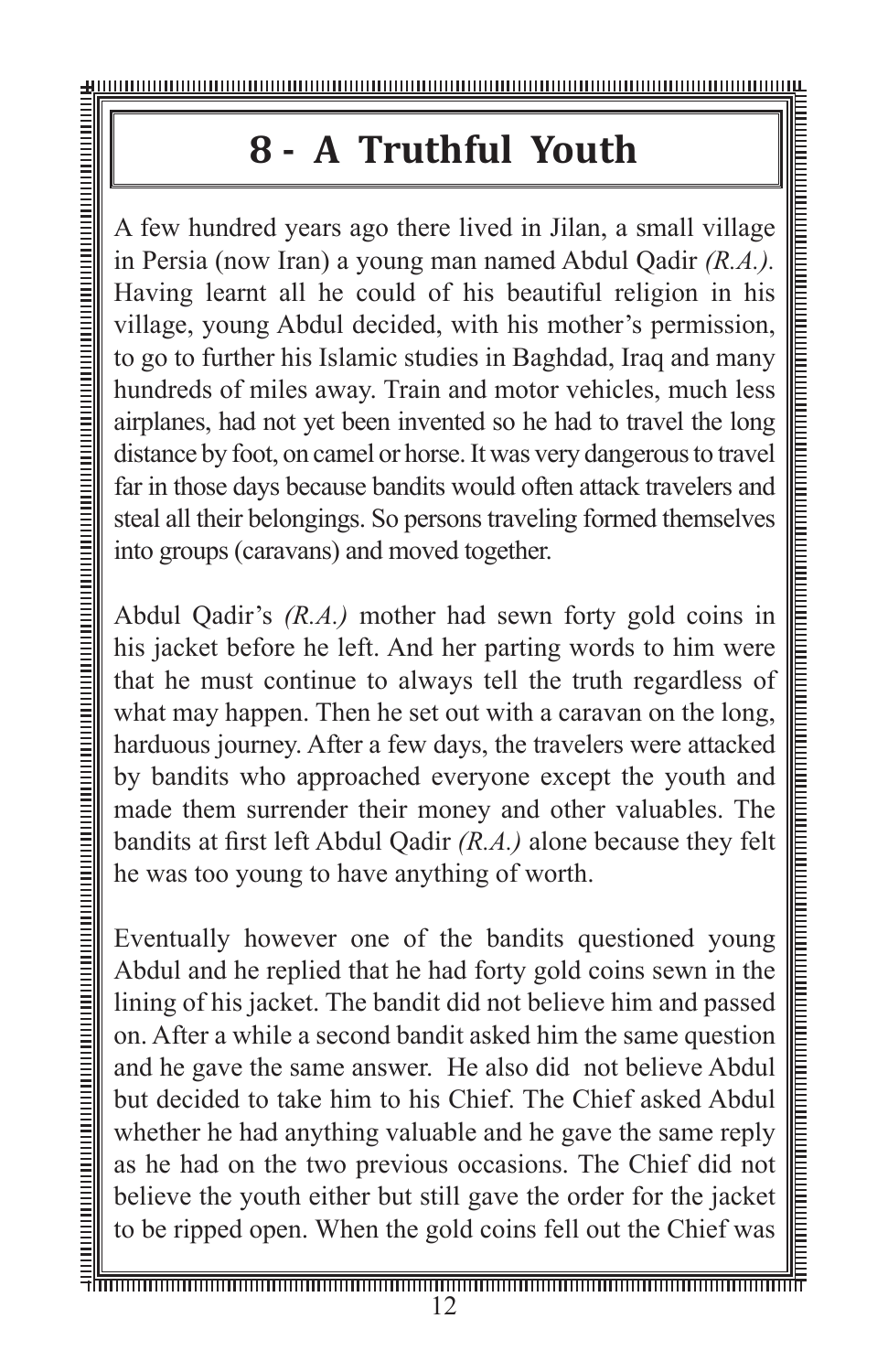# 8 - A Truthful Youth

A few hundred years ago there lived in Jilan, a small village in Persia (now Iran) a young man named Abdul Qadir *(R.A.)*. Having learnt all he could of his beautiful religion in his village, young Abdul decided, with his mother's permission, to go to further his Islamic studies in Baghdad, Iraq and many hundreds of miles away. Train and motor vehicles, much less airplanes, had not yet been invented so he had to travel the long distance by foot, on camel or horse. It was very dangerous to travel far in those days because bandits would often attack travelers and steal all their belongings. So persons traveling formed themselves into groups (caravans) and moved together.

Abdul Qadir's *(R.A.)* mother had sewn forty gold coins in his jacket before he left. And her parting words to him were that he must continue to always tell the truth regardless of what may happen. Then he set out with a caravan on the long, harduous journey. After a few days, the travelers were attacked by bandits who approached everyone except the youth and made them surrender their money and other valuables. The bandits at first left Abdul Qadir *(R.A.)* alone because they felt he was too young to have anything of worth.

Eventually however one of the bandits questioned young Abdul and he replied that he had forty gold coins sewn in the lining of his jacket. The bandit did not believe him and passed on. After a while a second bandit asked him the same question and he gave the same answer. He also did not believe Abdul but decided to take him to his Chief. The Chief asked Abdul whether he had anything valuable and he gave the same reply as he had on the two previous occasions. The Chief did not believe the youth either but still gave the order for the jacket to be ripped open. When the gold coins fell out the Chief was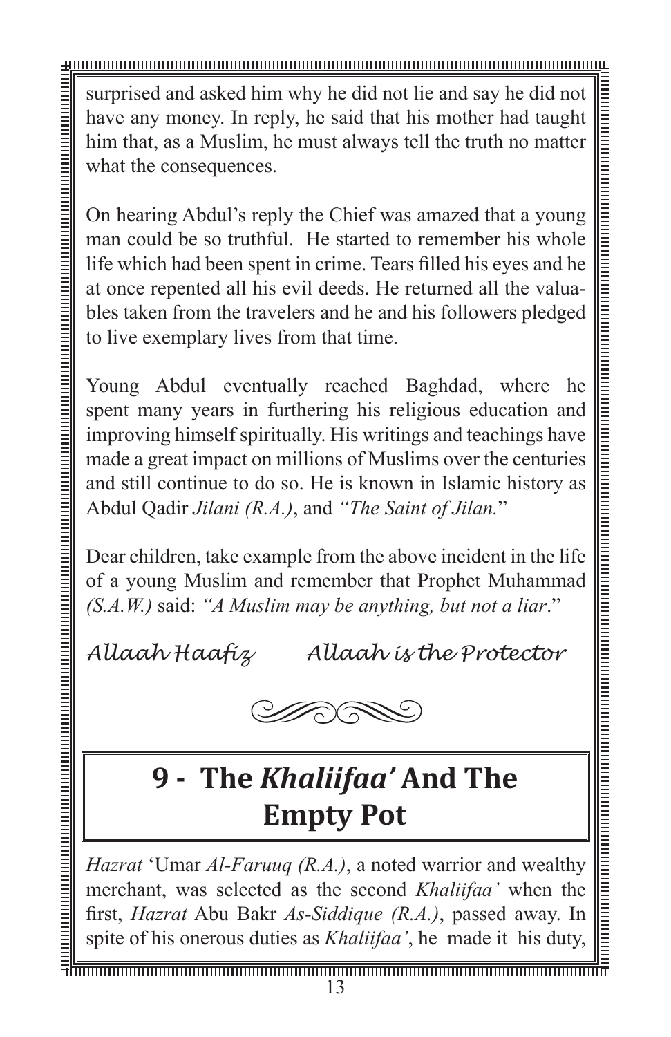surprised and asked him why he did not lie and say he did not have any money. In reply, he said that his mother had taught him that, as a Muslim, he must always tell the truth no matter what the consequences.

On hearing Abdul's reply the Chief was amazed that a young man could be so truthful. He started to remember his whole life which had been spent in crime. Tears filled his eyes and he at once repented all his evil deeds. He returned all the valuables taken from the travelers and he and his followers pledged to live exemplary lives from that time.

Young Abdul eventually reached Baghdad, where he spent many years in furthering his religious education and improving himself spiritually. His writings and teachings have made a great impact on millions of Muslims over the centuries and still continue to do so. He is known in Islamic history as Abdul Qadir *Jilani (R.A.)*, and *"The Saint of Jilan.*"

Dear children, take example from the above incident in the life of a young Muslim and remember that Prophet Muhammad *(S.A.W.)* said: *"A Muslim may be anything, but not a liar*."

*Allaah Haafiz* *Allaah is the Protector*

# 9 - The *Khaliifaa'* And The Empty Pot

*Hazrat* 'Umar *Al-Faruuq (R.A.)*, a noted warrior and wealthy merchant, was selected as the second *Khaliifaa'* when the first, *Hazrat* Abu Bakr *As-Siddique (R.A.)*, passed away. In spite of his onerous duties as *Khaliifaa'*, he made it his duty,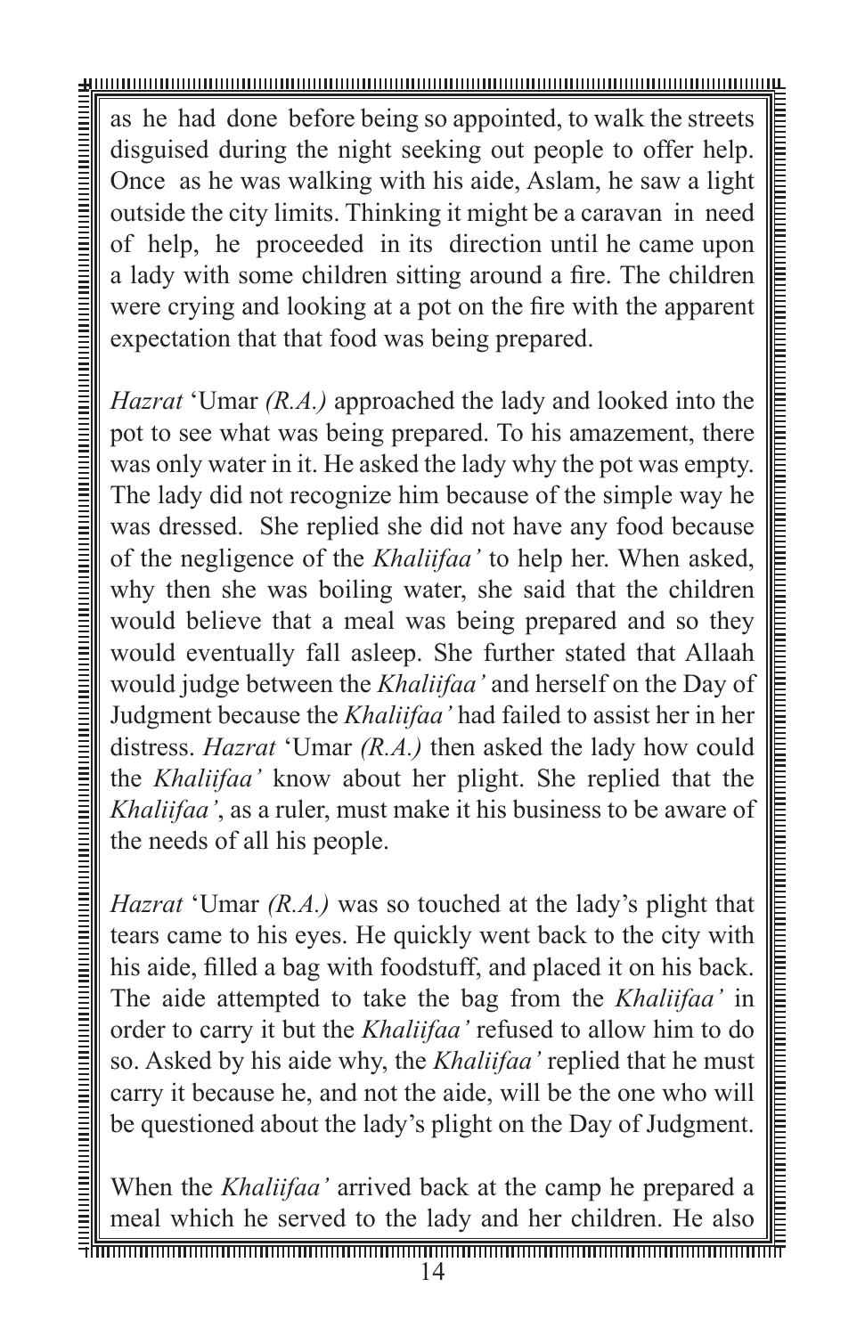as he had done before being so appointed, to walk the streets disguised during the night seeking out people to offer help. Once as he was walking with his aide, Aslam, he saw a light outside the city limits. Thinking it might be a caravan in need of help, he proceeded in its direction until he came upon a lady with some children sitting around a fire. The children were crying and looking at a pot on the fire with the apparent expectation that that food was being prepared.

*Hazrat* 'Umar *(R.A.)* approached the lady and looked into the pot to see what was being prepared. To his amazement, there was only water in it. He asked the lady why the pot was empty. The lady did not recognize him because of the simple way he was dressed. She replied she did not have any food because of the negligence of the *Khaliifaa'* to help her. When asked, why then she was boiling water, she said that the children would believe that a meal was being prepared and so they would eventually fall asleep. She further stated that Allaah would judge between the *Khaliifaa'* and herself on the Day of Judgment because the *Khaliifaa'* had failed to assist her in her distress. *Hazrat* 'Umar *(R.A.)* then asked the lady how could the *Khaliifaa'* know about her plight. She replied that the *Khaliifaa'*, as a ruler, must make it his business to be aware of the needs of all his people.

*Hazrat* 'Umar *(R.A.)* was so touched at the lady's plight that tears came to his eyes. He quickly went back to the city with his aide, filled a bag with foodstuff, and placed it on his back. The aide attempted to take the bag from the *Khaliifaa'* in order to carry it but the *Khaliifaa'* refused to allow him to do so. Asked by his aide why, the *Khaliifaa'* replied that he must carry it because he, and not the aide, will be the one who will be questioned about the lady's plight on the Day of Judgment.

When the *Khaliifaa'* arrived back at the camp he prepared a meal which he served to the lady and her children. He also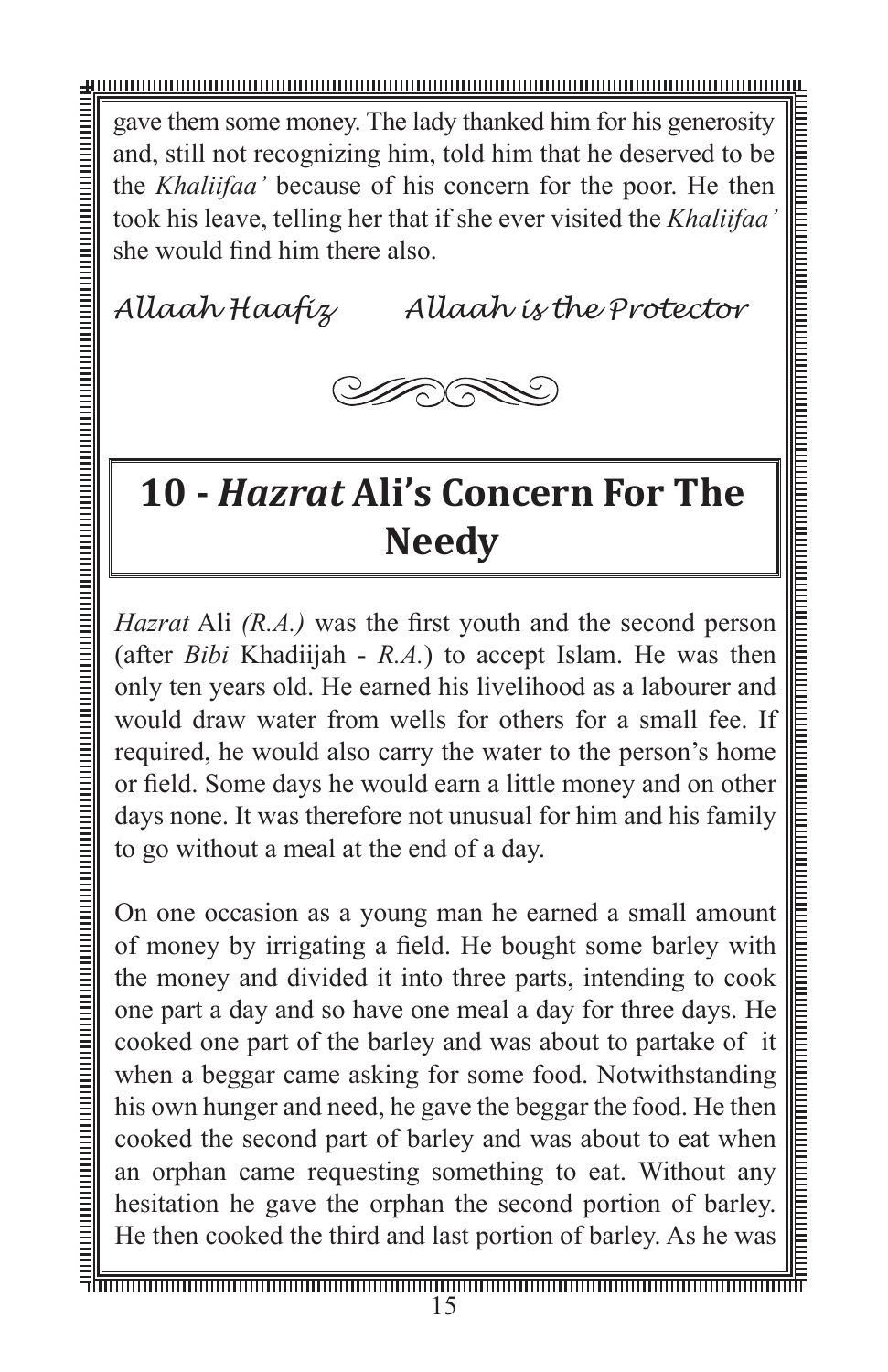gave them some money. The lady thanked him for his generosity and, still not recognizing him, told him that he deserved to be the *Khaliifaa'* because of his concern for the poor. He then took his leave, telling her that if she ever visited the *Khaliifaa'* she would find him there also.

*Allaah Haafiz*     *Allaah is the Protector*

## 10 - *Hazrat* Ali's Concern For The Needy

*Hazrat* Ali *(R.A.)* was the first youth and the second person (after *Bibi* Khadiijah - *R.A.*) to accept Islam. He was then only ten years old. He earned his livelihood as a labourer and would draw water from wells for others for a small fee. If required, he would also carry the water to the person's home or field. Some days he would earn a little money and on other days none. It was therefore not unusual for him and his family to go without a meal at the end of a day.

On one occasion as a young man he earned a small amount of money by irrigating a field. He bought some barley with the money and divided it into three parts, intending to cook one part a day and so have one meal a day for three days. He cooked one part of the barley and was about to partake of it when a beggar came asking for some food. Notwithstanding his own hunger and need, he gave the beggar the food. He then cooked the second part of barley and was about to eat when an orphan came requesting something to eat. Without any hesitation he gave the orphan the second portion of barley. He then cooked the third and last portion of barley. As he was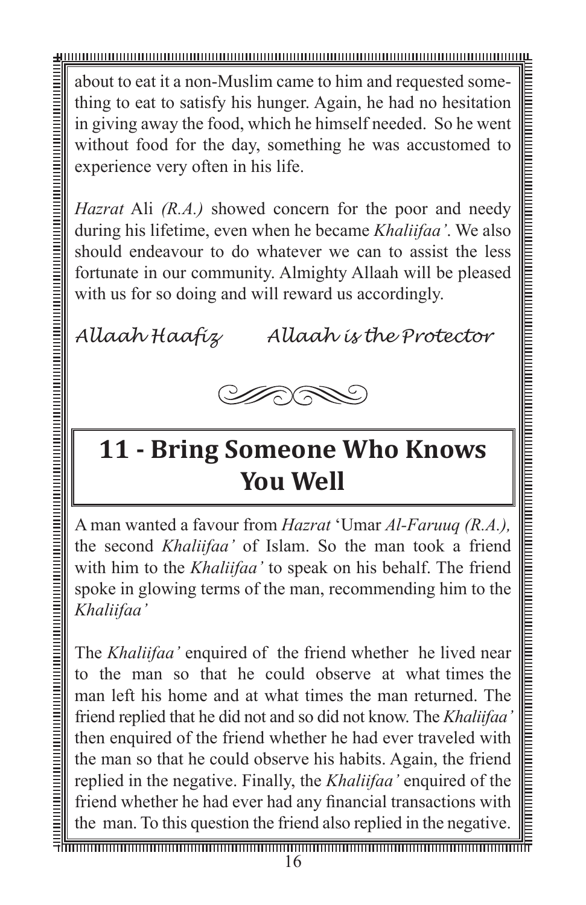about to eat it a non-Muslim came to him and requested something to eat to satisfy his hunger. Again, he had no hesitation in giving away the food, which he himself needed. So he went without food for the day, something he was accustomed to experience very often in his life.

*Hazrat* Ali *(R.A.)* showed concern for the poor and needy during his lifetime, even when he became *Khaliifaa'*. We also should endeavour to do whatever we can to assist the less fortunate in our community. Almighty Allaah will be pleased with us for so doing and will reward us accordingly.

*Allaah Haafiz     Allaah is the Protector*

## 11 - Bring Someone Who Knows You Well

A man wanted a favour from *Hazrat* 'Umar *Al-Faruuq (R.A.),* the second *Khaliifaa'* of Islam. So the man took a friend with him to the *Khaliifaa'* to speak on his behalf. The friend spoke in glowing terms of the man, recommending him to the *Khaliifaa'*

The *Khaliifaa'* enquired of the friend whether he lived near to the man so that he could observe at what times the man left his home and at what times the man returned. The friend replied that he did not and so did not know. The *Khaliifaa'* then enquired of the friend whether he had ever traveled with the man so that he could observe his habits. Again, the friend replied in the negative. Finally, the *Khaliifaa'* enquired of the friend whether he had ever had any financial transactions with the man. To this question the friend also replied in the negative.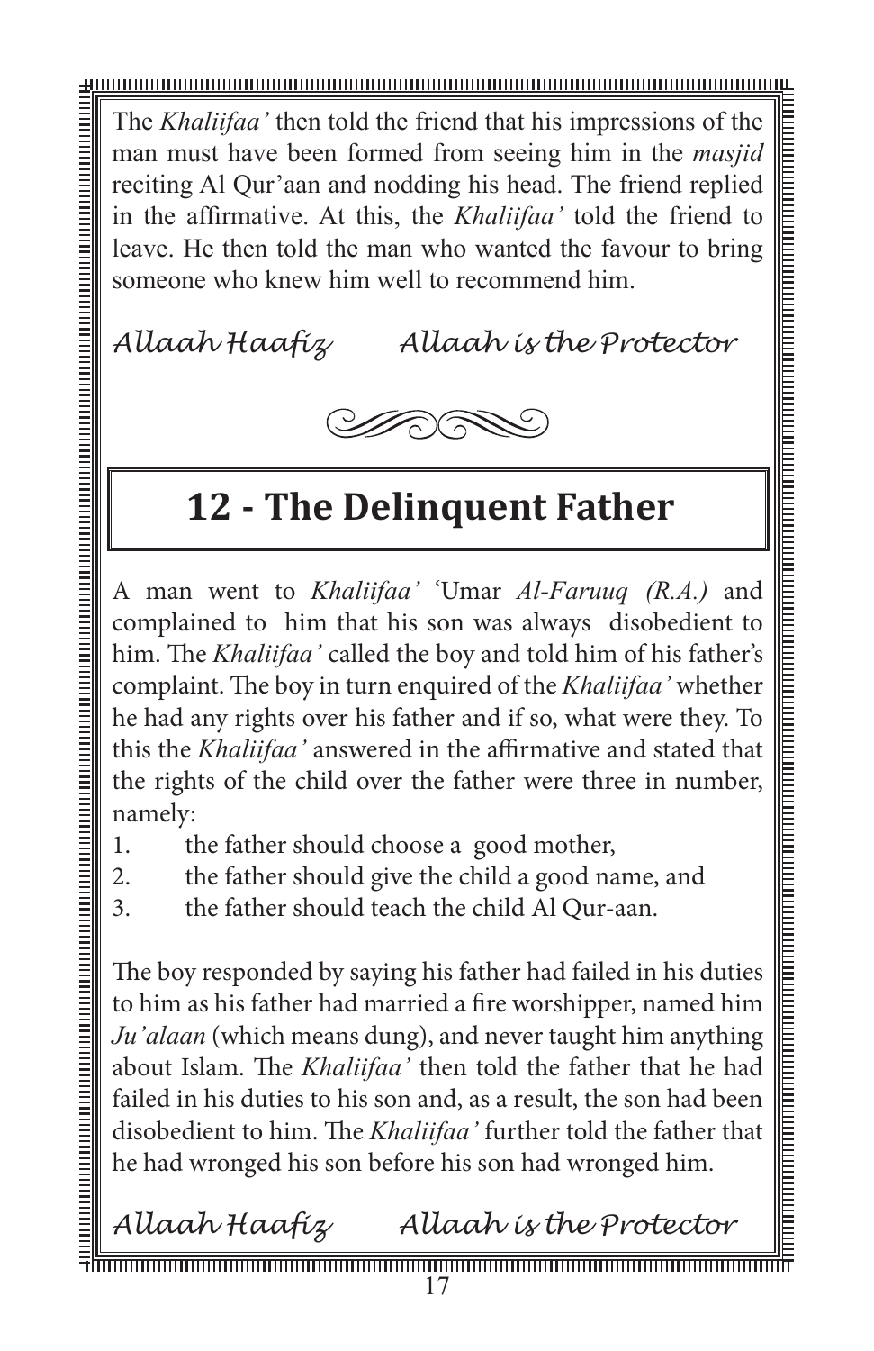The *Khaliifaa'* then told the friend that his impressions of the man must have been formed from seeing him in the *masjid* reciting Al Qur'aan and nodding his head. The friend replied in the affirmative. At this, the *Khaliifaa'* told the friend to leave. He then told the man who wanted the favour to bring someone who knew him well to recommend him.

*Allaah Haafiz        Allaah is the Protector*

## 12 - The Delinquent Father

A man went to *Khaliifaa'* 'Umar *Al-Faruuq (R.A.)* and complained to him that his son was always disobedient to him. The *Khaliifaa'* called the boy and told him of his father's complaint. The boy in turn enquired of the *Khaliifaa'* whether he had any rights over his father and if so, what were they. To this the *Khaliifaa'* answered in the affirmative and stated that the rights of the child over the father were three in number, namely:

1. the father should choose a good mother,
2. the father should give the child a good name, and
3. the father should teach the child Al Qur-aan.

The boy responded by saying his father had failed in his duties to him as his father had married a fire worshipper, named him *Ju'alaan* (which means dung), and never taught him anything about Islam. The *Khaliifaa'* then told the father that he had failed in his duties to his son and, as a result, the son had been disobedient to him. The *Khaliifaa'* further told the father that he had wronged his son before his son had wronged him.

*Allaah Haafiz        Allaah is the Protector*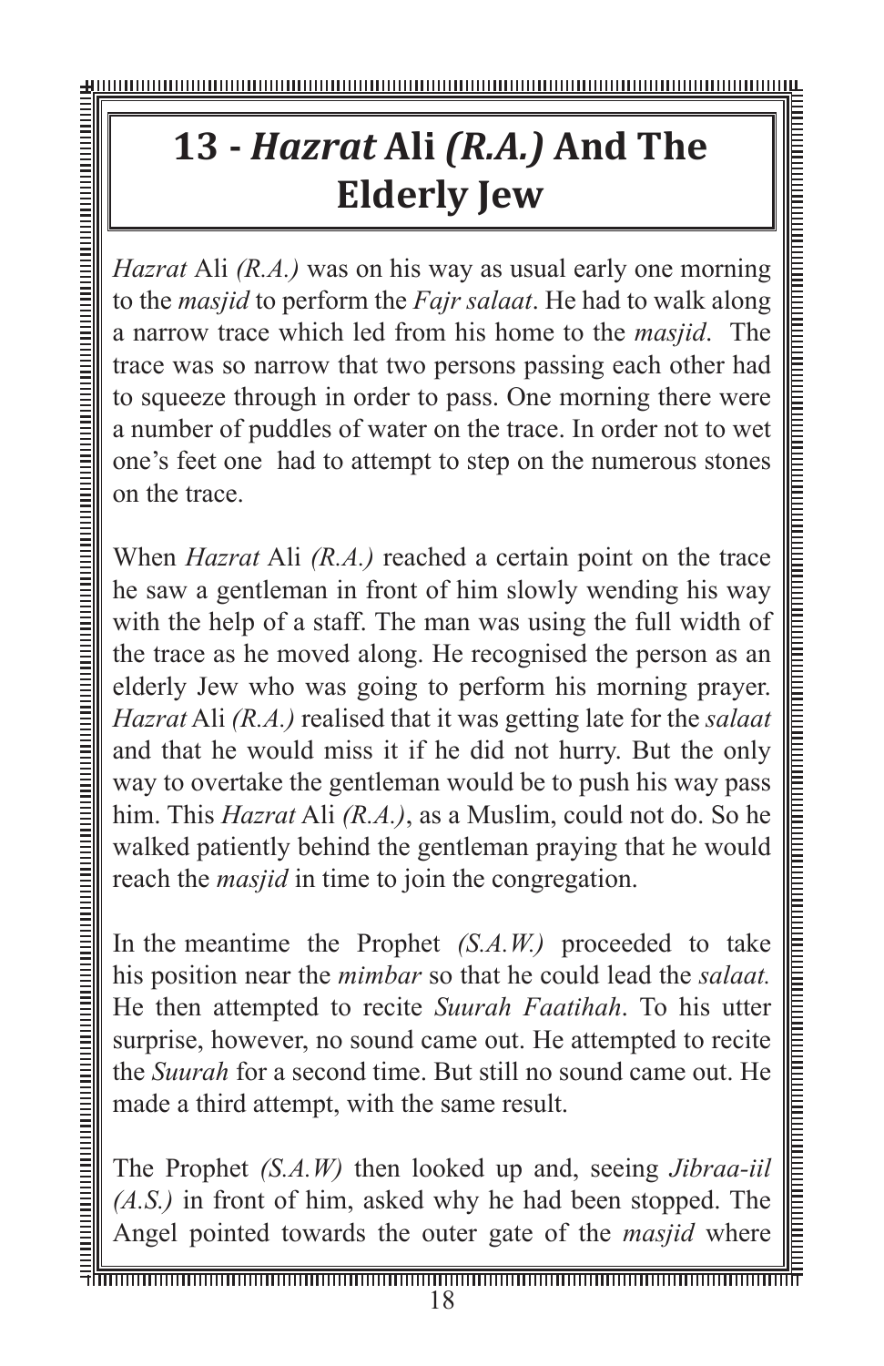# 13 - *Hazrat* Ali *(R.A.)* And The Elderly Jew

*Hazrat* Ali *(R.A.)* was on his way as usual early one morning to the *masjid* to perform the *Fajr salaat*. He had to walk along a narrow trace which led from his home to the *masjid*. The trace was so narrow that two persons passing each other had to squeeze through in order to pass. One morning there were a number of puddles of water on the trace. In order not to wet one's feet one had to attempt to step on the numerous stones on the trace.

When *Hazrat* Ali *(R.A.)* reached a certain point on the trace he saw a gentleman in front of him slowly wending his way with the help of a staff. The man was using the full width of the trace as he moved along. He recognised the person as an elderly Jew who was going to perform his morning prayer. *Hazrat* Ali *(R.A.)* realised that it was getting late for the *salaat* and that he would miss it if he did not hurry. But the only way to overtake the gentleman would be to push his way pass him. This *Hazrat* Ali *(R.A.)*, as a Muslim, could not do. So he walked patiently behind the gentleman praying that he would reach the *masjid* in time to join the congregation.

In the meantime the Prophet *(S.A.W.)* proceeded to take his position near the *mimbar* so that he could lead the *salaat.* He then attempted to recite *Suurah Faatihah*. To his utter surprise, however, no sound came out. He attempted to recite the *Suurah* for a second time. But still no sound came out. He made a third attempt, with the same result.

The Prophet *(S.A.W)* then looked up and, seeing *Jibraa-iil (A.S.)* in front of him, asked why he had been stopped. The Angel pointed towards the outer gate of the *masjid* where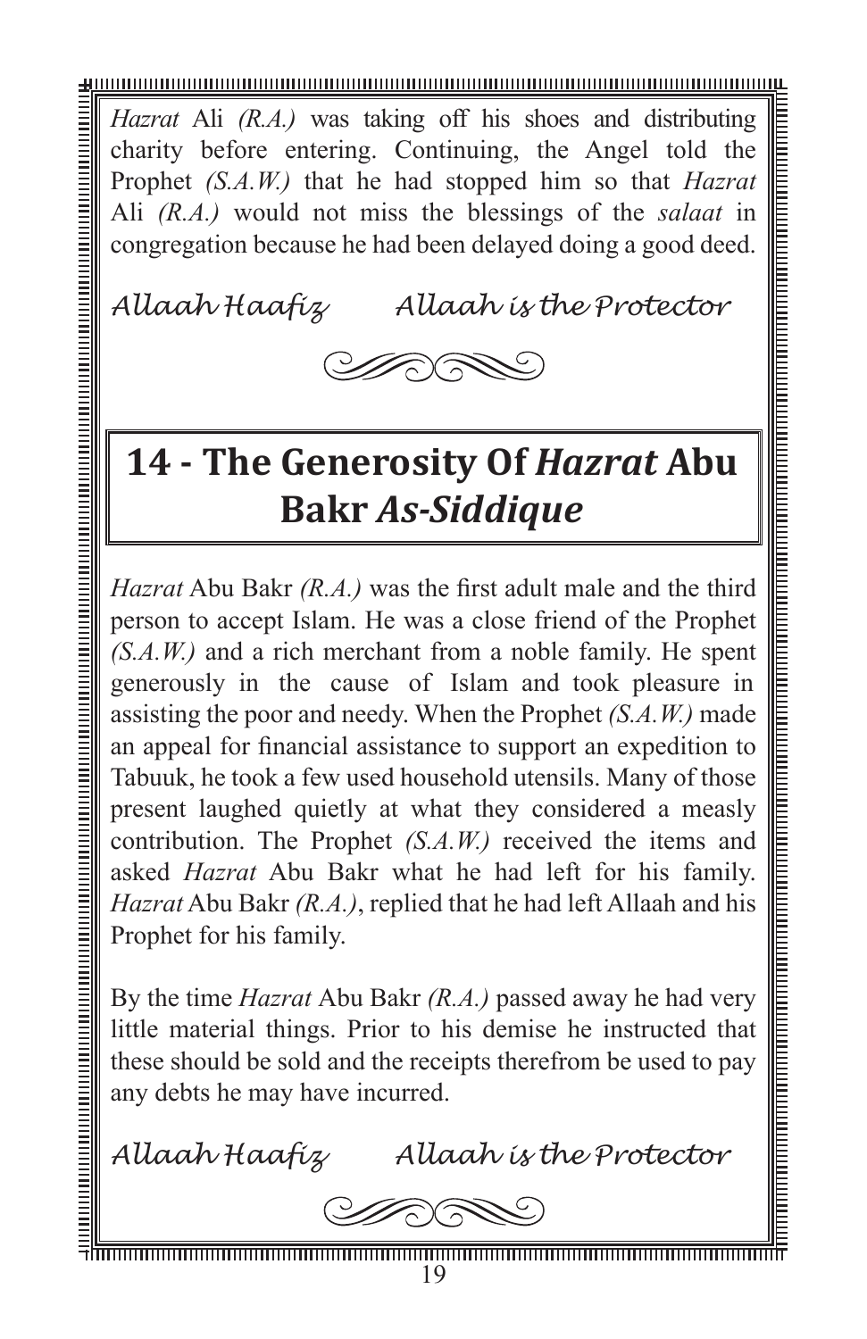*Hazrat* Ali *(R.A.)* was taking off his shoes and distributing charity before entering. Continuing, the Angel told the Prophet *(S.A.W.)* that he had stopped him so that *Hazrat* Ali *(R.A.)* would not miss the blessings of the *salaat* in congregation because he had been delayed doing a good deed.

*Allaah Haafiz  Allaah is the Protector*

## 14 - The Generosity Of *Hazrat* Abu Bakr *As-Siddique*

*Hazrat* Abu Bakr *(R.A.)* was the first adult male and the third person to accept Islam. He was a close friend of the Prophet *(S.A.W.)* and a rich merchant from a noble family. He spent generously in the cause of Islam and took pleasure in assisting the poor and needy. When the Prophet *(S.A.W.)* made an appeal for financial assistance to support an expedition to Tabuuk, he took a few used household utensils. Many of those present laughed quietly at what they considered a measly contribution. The Prophet *(S.A.W.)* received the items and asked *Hazrat* Abu Bakr what he had left for his family. *Hazrat* Abu Bakr *(R.A.)*, replied that he had left Allaah and his Prophet for his family.

By the time *Hazrat* Abu Bakr *(R.A.)* passed away he had very little material things. Prior to his demise he instructed that these should be sold and the receipts therefrom be used to pay any debts he may have incurred.

*Allaah Haafiz  Allaah is the Protector*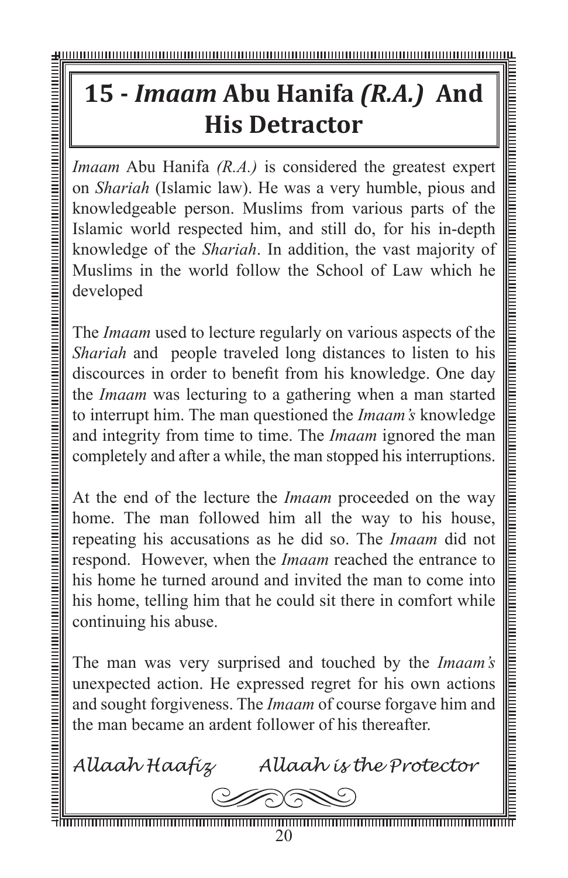# 15 - *Imaam* Abu Hanifa *(R.A.)* And His Detractor

*Imaam* Abu Hanifa *(R.A.)* is considered the greatest expert on *Shariah* (Islamic law). He was a very humble, pious and knowledgeable person. Muslims from various parts of the Islamic world respected him, and still do, for his in-depth knowledge of the *Shariah*. In addition, the vast majority of Muslims in the world follow the School of Law which he developed

The *Imaam* used to lecture regularly on various aspects of the *Shariah* and people traveled long distances to listen to his discources in order to benefit from his knowledge. One day the *Imaam* was lecturing to a gathering when a man started to interrupt him. The man questioned the *Imaam's* knowledge and integrity from time to time. The *Imaam* ignored the man completely and after a while, the man stopped his interruptions.

At the end of the lecture the *Imaam* proceeded on the way home. The man followed him all the way to his house, repeating his accusations as he did so. The *Imaam* did not respond. However, when the *Imaam* reached the entrance to his home he turned around and invited the man to come into his home, telling him that he could sit there in comfort while continuing his abuse.

The man was very surprised and touched by the *Imaam's* unexpected action. He expressed regret for his own actions and sought forgiveness. The *Imaam* of course forgave him and the man became an ardent follower of his thereafter.

*Allaah Haafiz* *Allaah is the Protector*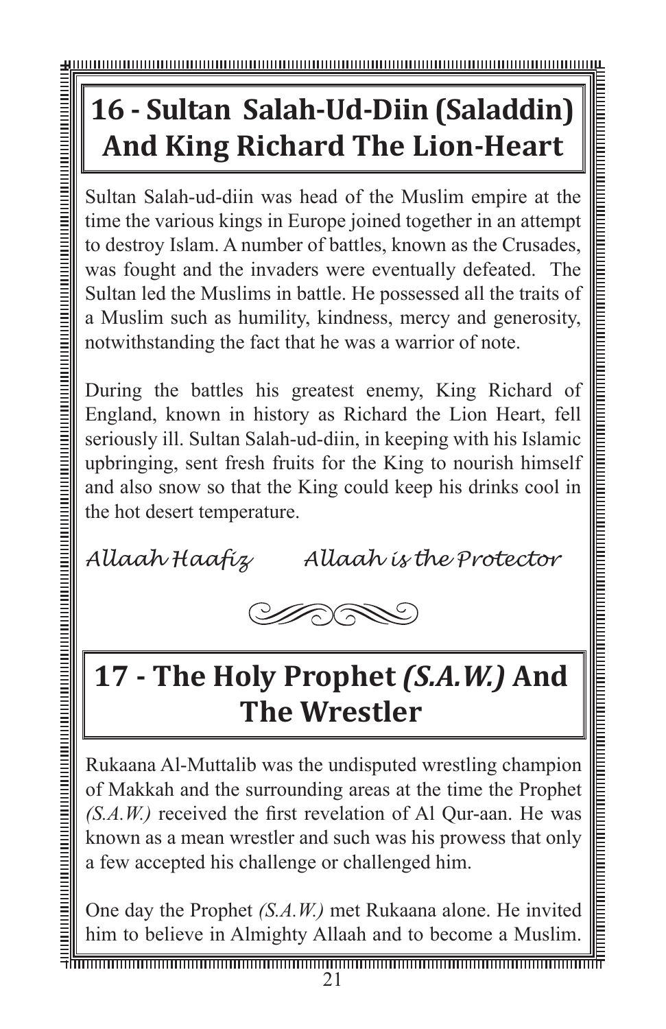# 16 - Sultan Salah-Ud-Diin (Saladdin) And King Richard The Lion-Heart

Sultan Salah-ud-diin was head of the Muslim empire at the time the various kings in Europe joined together in an attempt to destroy Islam. A number of battles, known as the Crusades, was fought and the invaders were eventually defeated. The Sultan led the Muslims in battle. He possessed all the traits of a Muslim such as humility, kindness, mercy and generosity, notwithstanding the fact that he was a warrior of note.

During the battles his greatest enemy, King Richard of England, known in history as Richard the Lion Heart, fell seriously ill. Sultan Salah-ud-diin, in keeping with his Islamic upbringing, sent fresh fruits for the King to nourish himself and also snow so that the King could keep his drinks cool in the hot desert temperature.

*Allaah Haafiz Allaah is the Protector*

# 17 - The Holy Prophet *(S.A.W.)* And The Wrestler

Rukaana Al-Muttalib was the undisputed wrestling champion of Makkah and the surrounding areas at the time the Prophet *(S.A.W.)* received the first revelation of Al Qur-aan. He was known as a mean wrestler and such was his prowess that only a few accepted his challenge or challenged him.

One day the Prophet *(S.A.W.)* met Rukaana alone. He invited him to believe in Almighty Allaah and to become a Muslim.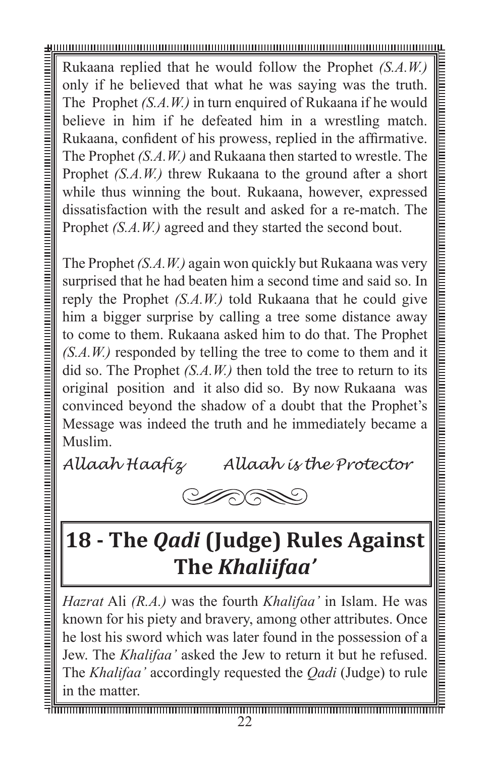Rukaana replied that he would follow the Prophet *(S.A.W.)* only if he believed that what he was saying was the truth. The Prophet *(S.A.W.)* in turn enquired of Rukaana if he would believe in him if he defeated him in a wrestling match. Rukaana, confident of his prowess, replied in the affirmative. The Prophet *(S.A.W.)* and Rukaana then started to wrestle. The Prophet *(S.A.W.)* threw Rukaana to the ground after a short while thus winning the bout. Rukaana, however, expressed dissatisfaction with the result and asked for a re-match. The Prophet *(S.A.W.)* agreed and they started the second bout.

The Prophet *(S.A.W.)* again won quickly but Rukaana was very surprised that he had beaten him a second time and said so. In reply the Prophet *(S.A.W.)* told Rukaana that he could give him a bigger surprise by calling a tree some distance away to come to them. Rukaana asked him to do that. The Prophet *(S.A.W.)* responded by telling the tree to come to them and it did so. The Prophet *(S.A.W.)* then told the tree to return to its original position and it also did so. By now Rukaana was convinced beyond the shadow of a doubt that the Prophet's Message was indeed the truth and he immediately became a Muslim.

*Allaah Haafiz   Allaah is the Protector*

## 18 - The *Qadi* (Judge) Rules Against The *Khaliifaa'*

*Hazrat* Ali *(R.A.)* was the fourth *Khalifaa'* in Islam. He was known for his piety and bravery, among other attributes. Once he lost his sword which was later found in the possession of a Jew. The *Khalifaa'* asked the Jew to return it but he refused. The *Khalifaa'* accordingly requested the *Qadi* (Judge) to rule in the matter.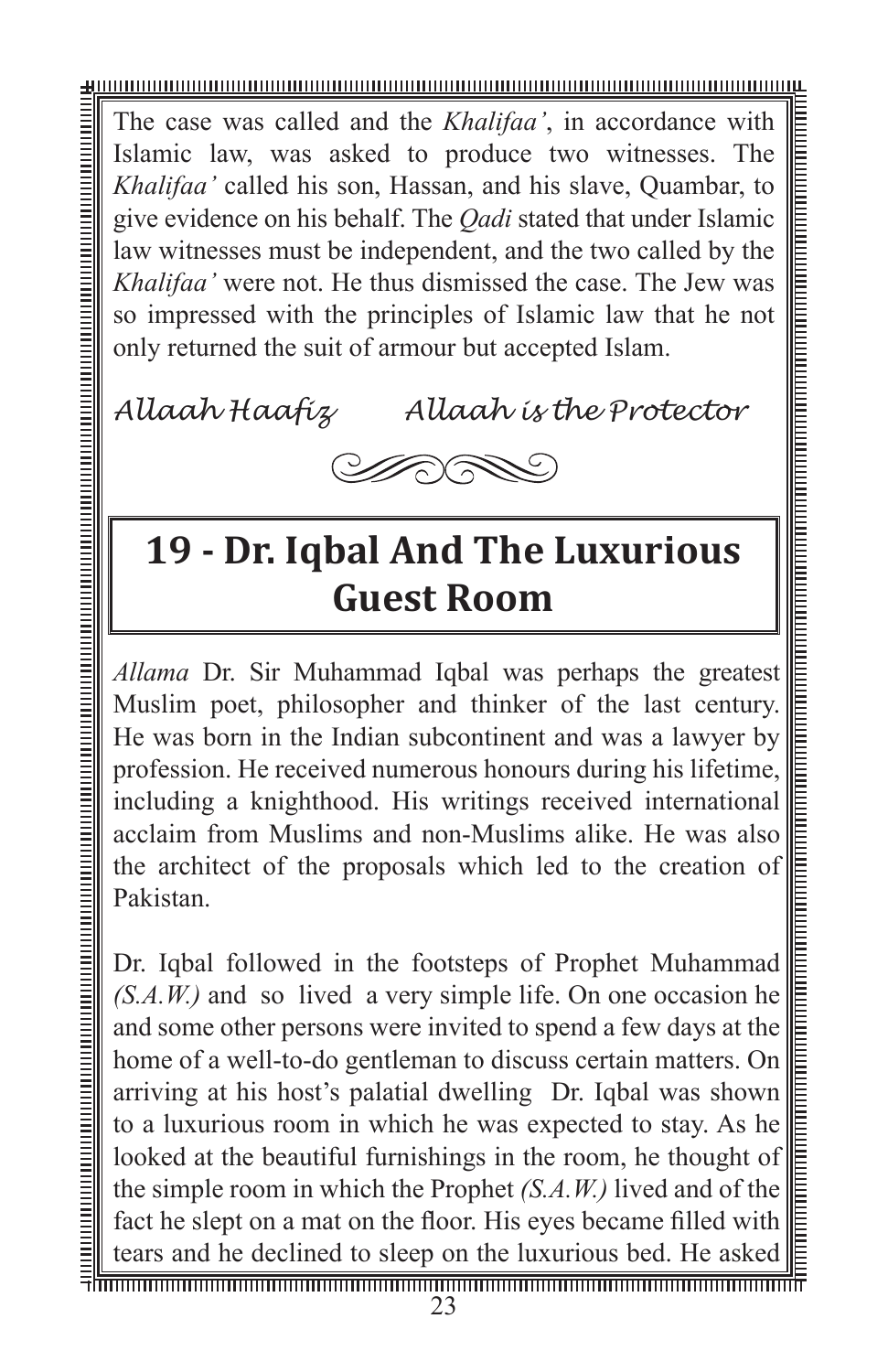The case was called and the *Khalifaa'*, in accordance with Islamic law, was asked to produce two witnesses. The *Khalifaa'* called his son, Hassan, and his slave, Quambar, to give evidence on his behalf. The *Qadi* stated that under Islamic law witnesses must be independent, and the two called by the *Khalifaa'* were not. He thus dismissed the case. The Jew was so impressed with the principles of Islamic law that he not only returned the suit of armour but accepted Islam.

*Allaah Haafiz   Allaah is the Protector*

## 19 - Dr. Iqbal And The Luxurious Guest Room

*Allama* Dr. Sir Muhammad Iqbal was perhaps the greatest Muslim poet, philosopher and thinker of the last century. He was born in the Indian subcontinent and was a lawyer by profession. He received numerous honours during his lifetime, including a knighthood. His writings received international acclaim from Muslims and non-Muslims alike. He was also the architect of the proposals which led to the creation of Pakistan.

Dr. Iqbal followed in the footsteps of Prophet Muhammad *(S.A.W.)* and so lived a very simple life. On one occasion he and some other persons were invited to spend a few days at the home of a well-to-do gentleman to discuss certain matters. On arriving at his host's palatial dwelling Dr. Iqbal was shown to a luxurious room in which he was expected to stay. As he looked at the beautiful furnishings in the room, he thought of the simple room in which the Prophet *(S.A.W.)* lived and of the fact he slept on a mat on the floor. His eyes became filled with tears and he declined to sleep on the luxurious bed. He asked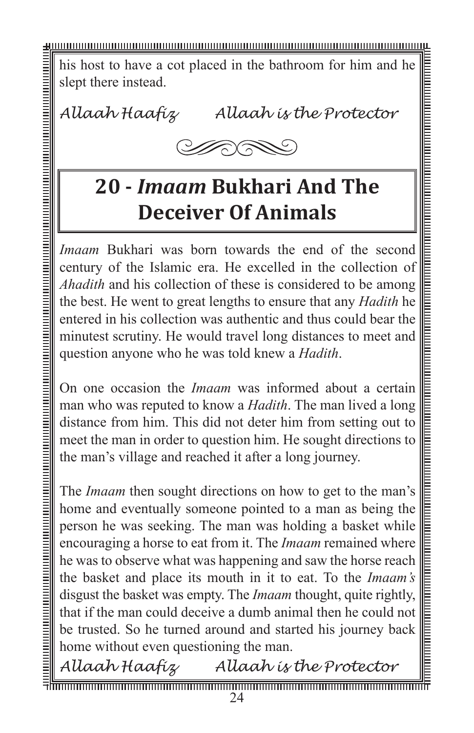his host to have a cot placed in the bathroom for him and he slept there instead.

*Allaah Haafiz    Allaah is the Protector*

## 20 - *Imaam* Bukhari And The Deceiver Of Animals

*Imaam* Bukhari was born towards the end of the second century of the Islamic era. He excelled in the collection of *Ahadith* and his collection of these is considered to be among the best. He went to great lengths to ensure that any *Hadith* he entered in his collection was authentic and thus could bear the minutest scrutiny. He would travel long distances to meet and question anyone who he was told knew a *Hadith*.

On one occasion the *Imaam* was informed about a certain man who was reputed to know a *Hadith*. The man lived a long distance from him. This did not deter him from setting out to meet the man in order to question him. He sought directions to the man's village and reached it after a long journey.

The *Imaam* then sought directions on how to get to the man's home and eventually someone pointed to a man as being the person he was seeking. The man was holding a basket while encouraging a horse to eat from it. The *Imaam* remained where he was to observe what was happening and saw the horse reach the basket and place its mouth in it to eat. To the *Imaam's* disgust the basket was empty. The *Imaam* thought, quite rightly, that if the man could deceive a dumb animal then he could not be trusted. So he turned around and started his journey back home without even questioning the man.

*Allaah Haafiz    Allaah is the Protector*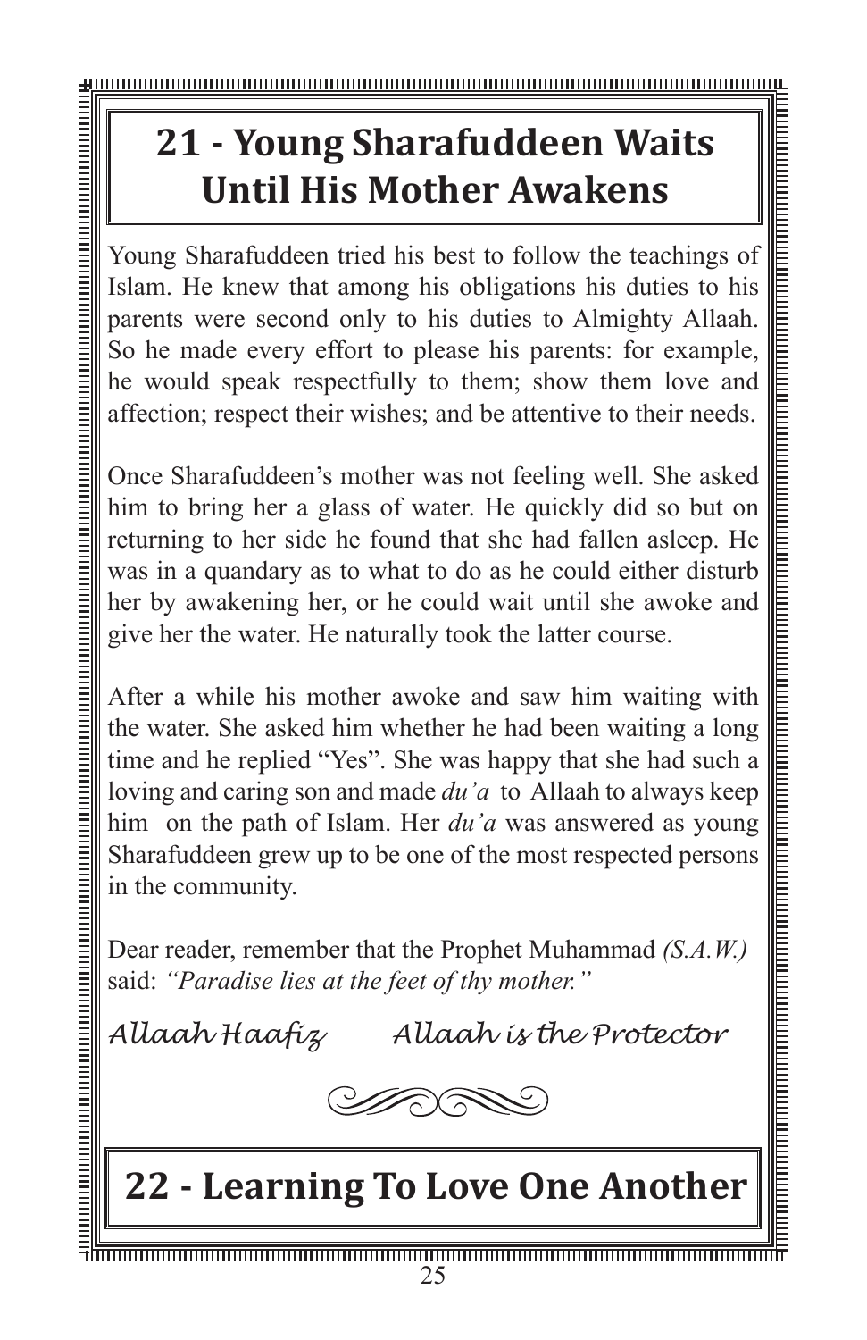## 21 - Young Sharafuddeen Waits Until His Mother Awakens

Young Sharafuddeen tried his best to follow the teachings of Islam. He knew that among his obligations his duties to his parents were second only to his duties to Almighty Allaah. So he made every effort to please his parents: for example, he would speak respectfully to them; show them love and affection; respect their wishes; and be attentive to their needs.

Once Sharafuddeen's mother was not feeling well. She asked him to bring her a glass of water. He quickly did so but on returning to her side he found that she had fallen asleep. He was in a quandary as to what to do as he could either disturb her by awakening her, or he could wait until she awoke and give her the water. He naturally took the latter course.

After a while his mother awoke and saw him waiting with the water. She asked him whether he had been waiting a long time and he replied "Yes". She was happy that she had such a loving and caring son and made *du'a* to Allaah to always keep him on the path of Islam. Her *du'a* was answered as young Sharafuddeen grew up to be one of the most respected persons in the community.

Dear reader, remember that the Prophet Muhammad *(S.A.W.)* said: *"Paradise lies at the feet of thy mother."*

*Allaah Haafiz    Allaah is the Protector*

## 22 - Learning To Love One Another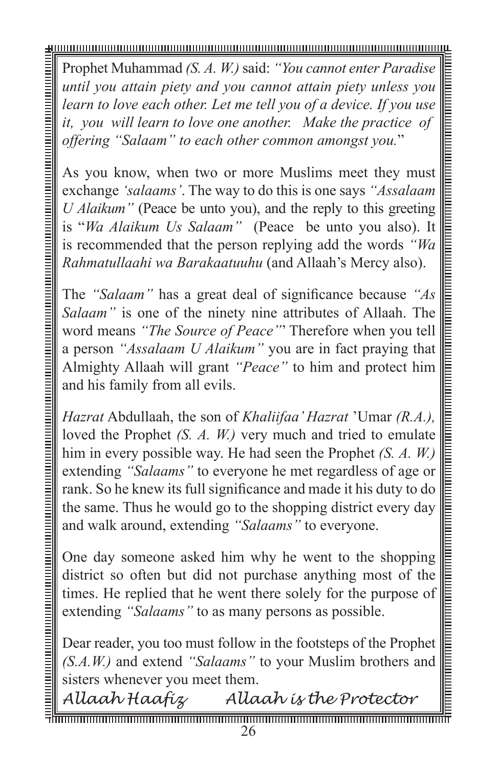Prophet Muhammad *(S. A. W.)* said: *"You cannot enter Paradise until you attain piety and you cannot attain piety unless you learn to love each other. Let me tell you of a device. If you use it, you will learn to love one another. Make the practice of offering "Salaam" to each other common amongst you.*"

As you know, when two or more Muslims meet they must exchange *'salaams'*. The way to do this is one says *"Assalaam U Alaikum"* (Peace be unto you), and the reply to this greeting is "*Wa Alaikum Us Salaam"* (Peace be unto you also). It is recommended that the person replying add the words *"Wa Rahmatullaahi wa Barakaatuuhu* (and Allaah's Mercy also).

The *"Salaam"* has a great deal of significance because *"As Salaam"* is one of the ninety nine attributes of Allaah. The word means *"The Source of Peace"*" Therefore when you tell a person *"Assalaam U Alaikum"* you are in fact praying that Almighty Allaah will grant *"Peace"* to him and protect him and his family from all evils.

*Hazrat* Abdullaah, the son of *Khaliifaa' Hazrat* 'Umar *(R.A.),* loved the Prophet *(S. A. W.)* very much and tried to emulate him in every possible way. He had seen the Prophet *(S. A. W.)* extending *"Salaams"* to everyone he met regardless of age or rank. So he knew its full significance and made it his duty to do the same. Thus he would go to the shopping district every day and walk around, extending *"Salaams"* to everyone.

One day someone asked him why he went to the shopping district so often but did not purchase anything most of the times. He replied that he went there solely for the purpose of extending *"Salaams"* to as many persons as possible.

Dear reader, you too must follow in the footsteps of the Prophet *(S.A.W.)* and extend *"Salaams"* to your Muslim brothers and sisters whenever you meet them.

*Allaah Haafiz* *Allaah is the Protector*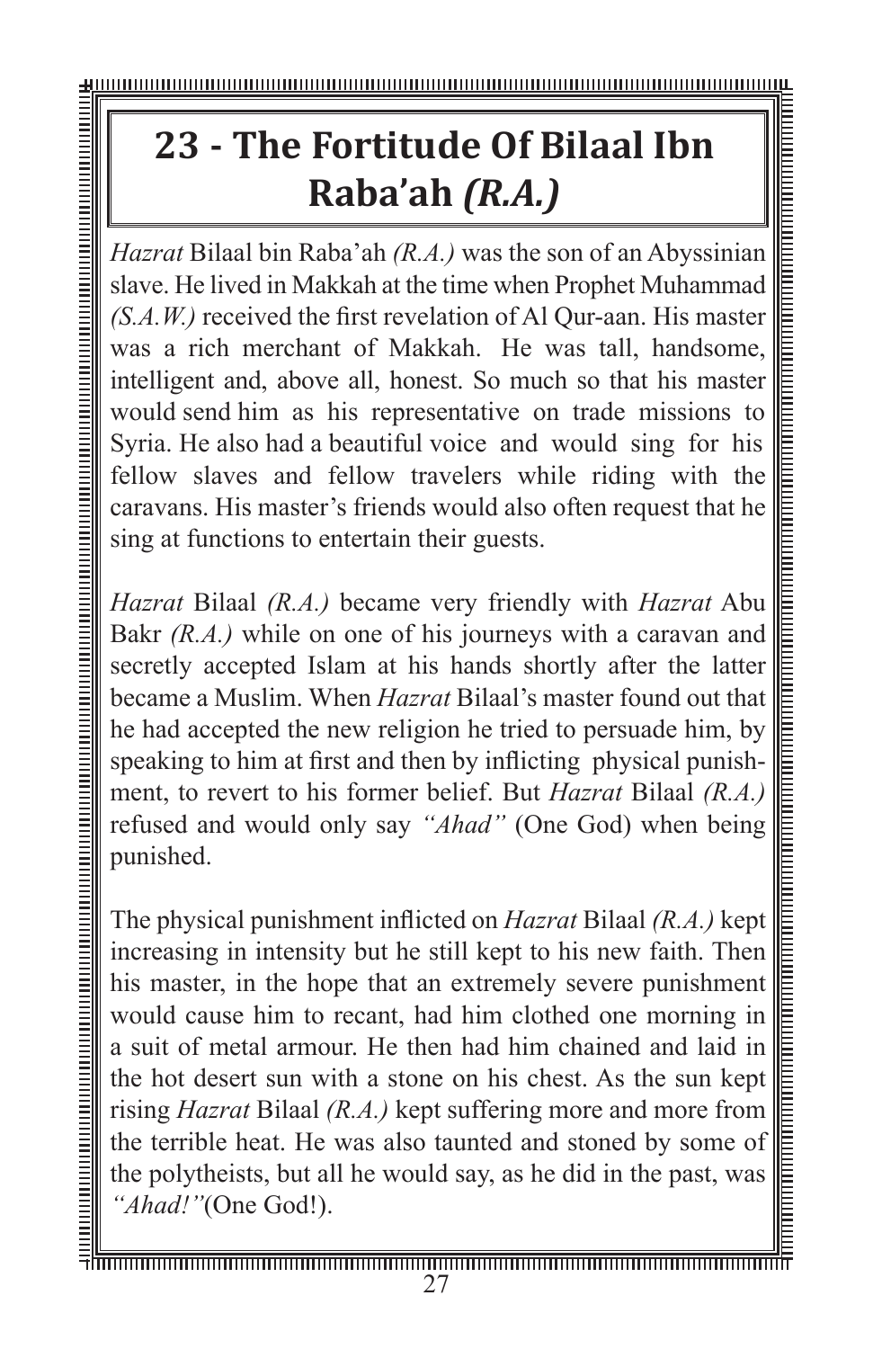# 23 - The Fortitude Of Bilaal Ibn Raba'ah *(R.A.)*

*Hazrat* Bilaal bin Raba'ah *(R.A.)* was the son of an Abyssinian slave. He lived in Makkah at the time when Prophet Muhammad *(S.A.W.)* received the first revelation of Al Qur-aan. His master was a rich merchant of Makkah. He was tall, handsome, intelligent and, above all, honest. So much so that his master would send him as his representative on trade missions to Syria. He also had a beautiful voice and would sing for his fellow slaves and fellow travelers while riding with the caravans. His master's friends would also often request that he sing at functions to entertain their guests.

*Hazrat* Bilaal *(R.A.)* became very friendly with *Hazrat* Abu Bakr *(R.A.)* while on one of his journeys with a caravan and secretly accepted Islam at his hands shortly after the latter became a Muslim. When *Hazrat* Bilaal's master found out that he had accepted the new religion he tried to persuade him, by speaking to him at first and then by inflicting physical punishment, to revert to his former belief. But *Hazrat* Bilaal *(R.A.)* refused and would only say *"Ahad"* (One God) when being punished.

The physical punishment inflicted on *Hazrat* Bilaal *(R.A.)* kept increasing in intensity but he still kept to his new faith. Then his master, in the hope that an extremely severe punishment would cause him to recant, had him clothed one morning in a suit of metal armour. He then had him chained and laid in the hot desert sun with a stone on his chest. As the sun kept rising *Hazrat* Bilaal *(R.A.)* kept suffering more and more from the terrible heat. He was also taunted and stoned by some of the polytheists, but all he would say, as he did in the past, was *"Ahad!"*(One God!).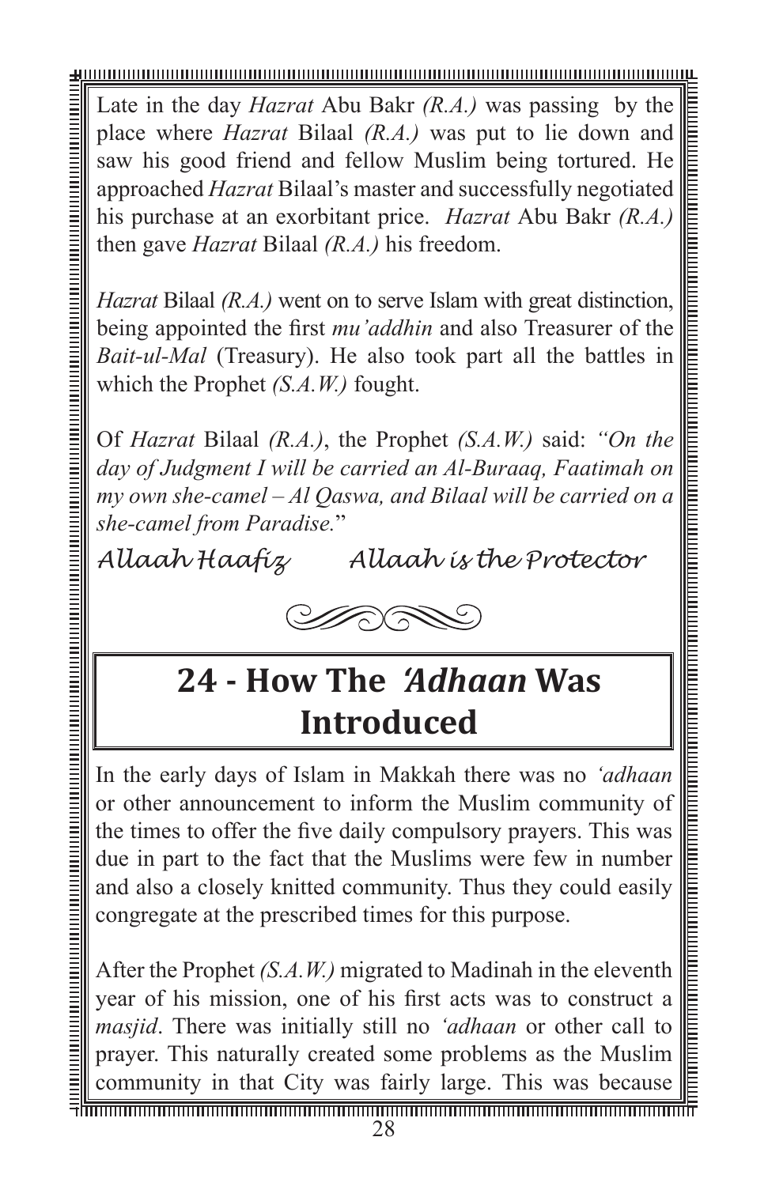Late in the day *Hazrat* Abu Bakr *(R.A.)* was passing by the place where *Hazrat* Bilaal *(R.A.)* was put to lie down and saw his good friend and fellow Muslim being tortured. He approached *Hazrat* Bilaal's master and successfully negotiated his purchase at an exorbitant price. *Hazrat* Abu Bakr *(R.A.)* then gave *Hazrat* Bilaal *(R.A.)* his freedom.

*Hazrat* Bilaal *(R.A.)* went on to serve Islam with great distinction, being appointed the first *mu'addhin* and also Treasurer of the *Bait-ul-Mal* (Treasury). He also took part all the battles in which the Prophet *(S.A.W.)* fought.

Of *Hazrat* Bilaal *(R.A.)*, the Prophet *(S.A.W.)* said: *"On the day of Judgment I will be carried an Al-Buraaq, Faatimah on my own she-camel – Al Qaswa, and Bilaal will be carried on a she-camel from Paradise.*"

*Allaah Haafiz Allaah is the Protector*

## 24 - How The *'Adhaan* Was Introduced

In the early days of Islam in Makkah there was no *'adhaan* or other announcement to inform the Muslim community of the times to offer the five daily compulsory prayers. This was due in part to the fact that the Muslims were few in number and also a closely knitted community. Thus they could easily congregate at the prescribed times for this purpose.

After the Prophet *(S.A.W.)* migrated to Madinah in the eleventh year of his mission, one of his first acts was to construct a *masjid*. There was initially still no *'adhaan* or other call to prayer. This naturally created some problems as the Muslim community in that City was fairly large. This was because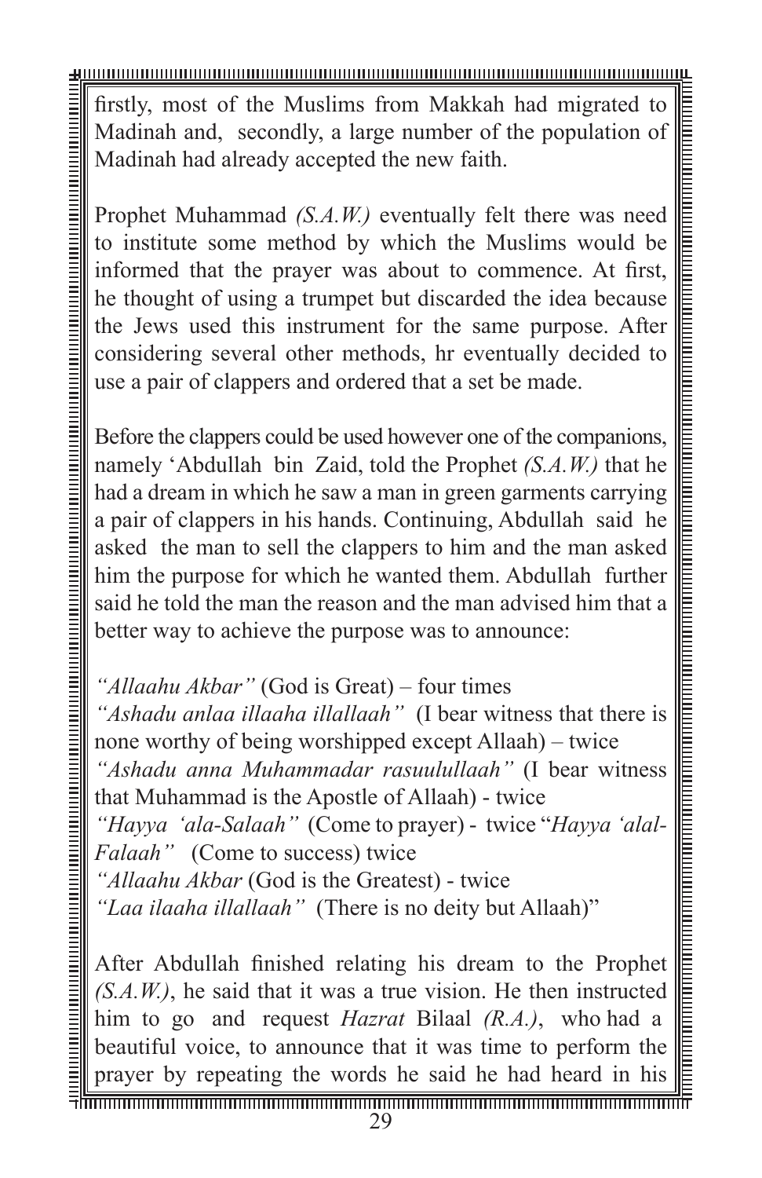firstly, most of the Muslims from Makkah had migrated to Madinah and, secondly, a large number of the population of Madinah had already accepted the new faith.

Prophet Muhammad *(S.A.W.)* eventually felt there was need to institute some method by which the Muslims would be informed that the prayer was about to commence. At first, he thought of using a trumpet but discarded the idea because the Jews used this instrument for the same purpose. After considering several other methods, hr eventually decided to use a pair of clappers and ordered that a set be made.

Before the clappers could be used however one of the companions, namely 'Abdullah bin Zaid, told the Prophet *(S.A.W.)* that he had a dream in which he saw a man in green garments carrying a pair of clappers in his hands. Continuing, Abdullah said he asked the man to sell the clappers to him and the man asked him the purpose for which he wanted them. Abdullah further said he told the man the reason and the man advised him that a better way to achieve the purpose was to announce:

*"Allaahu Akbar"* (God is Great) – four times
*"Ashadu anlaa illaaha illallaah"* (I bear witness that there is none worthy of being worshipped except Allaah) – twice
*"Ashadu anna Muhammadar rasuulullaah"* (I bear witness that Muhammad is the Apostle of Allaah) - twice
*"Hayya 'ala-Salaah"* (Come to prayer) - twice "*Hayya 'alal-Falaah"* (Come to success) twice
*"Allaahu Akbar* (God is the Greatest) - twice
*"Laa ilaaha illallaah"* (There is no deity but Allaah)"

After Abdullah finished relating his dream to the Prophet *(S.A.W.)*, he said that it was a true vision. He then instructed him to go and request *Hazrat* Bilaal *(R.A.)*, who had a beautiful voice, to announce that it was time to perform the prayer by repeating the words he said he had heard in his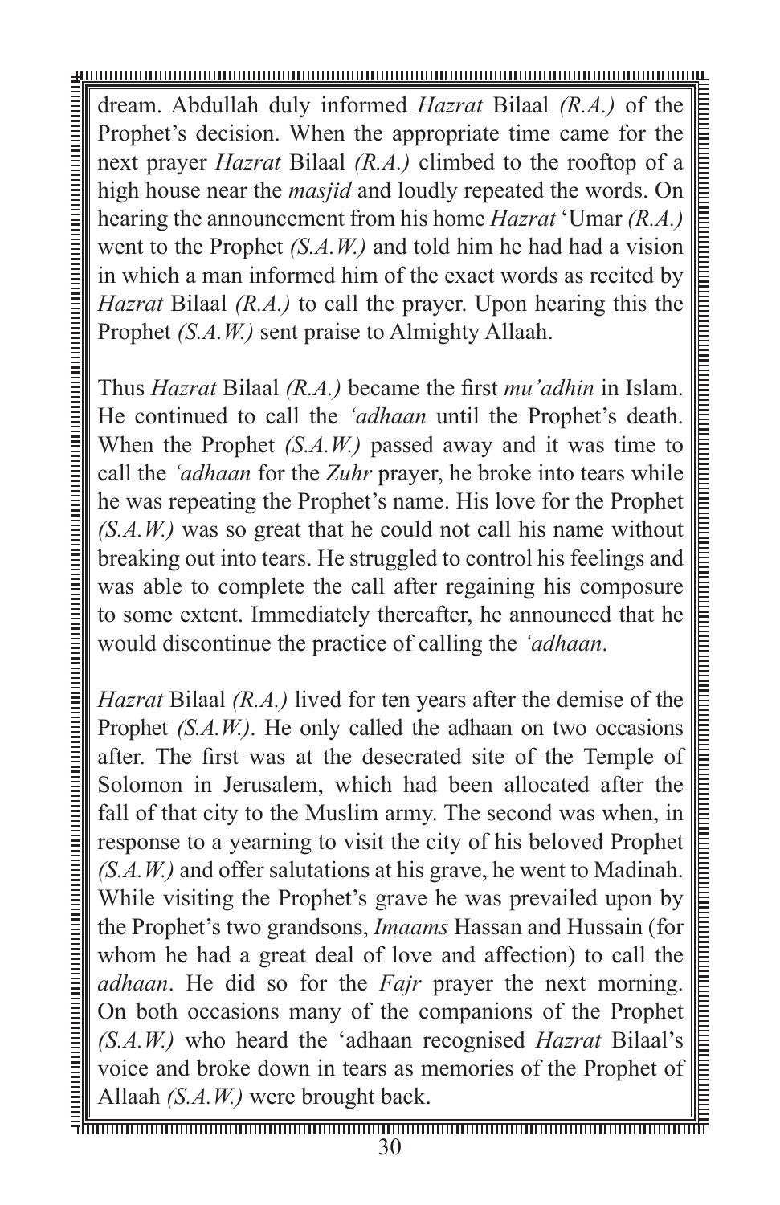dream. Abdullah duly informed *Hazrat* Bilaal *(R.A.)* of the Prophet's decision. When the appropriate time came for the next prayer *Hazrat* Bilaal *(R.A.)* climbed to the rooftop of a high house near the *masjid* and loudly repeated the words. On hearing the announcement from his home *Hazrat* 'Umar *(R.A.)* went to the Prophet *(S.A.W.)* and told him he had had a vision in which a man informed him of the exact words as recited by *Hazrat* Bilaal *(R.A.)* to call the prayer. Upon hearing this the Prophet *(S.A.W.)* sent praise to Almighty Allaah.

Thus *Hazrat* Bilaal *(R.A.)* became the first *mu'adhin* in Islam. He continued to call the *'adhaan* until the Prophet's death. When the Prophet *(S.A.W.)* passed away and it was time to call the *'adhaan* for the *Zuhr* prayer, he broke into tears while he was repeating the Prophet's name. His love for the Prophet *(S.A.W.)* was so great that he could not call his name without breaking out into tears. He struggled to control his feelings and was able to complete the call after regaining his composure to some extent. Immediately thereafter, he announced that he would discontinue the practice of calling the *'adhaan*.

*Hazrat* Bilaal *(R.A.)* lived for ten years after the demise of the Prophet *(S.A.W.)*. He only called the adhaan on two occasions after. The first was at the desecrated site of the Temple of Solomon in Jerusalem, which had been allocated after the fall of that city to the Muslim army. The second was when, in response to a yearning to visit the city of his beloved Prophet *(S.A.W.)* and offer salutations at his grave, he went to Madinah. While visiting the Prophet's grave he was prevailed upon by the Prophet's two grandsons, *Imaams* Hassan and Hussain (for whom he had a great deal of love and affection) to call the *adhaan*. He did so for the *Fajr* prayer the next morning. On both occasions many of the companions of the Prophet *(S.A.W.)* who heard the 'adhaan recognised *Hazrat* Bilaal's voice and broke down in tears as memories of the Prophet of Allaah *(S.A.W.)* were brought back.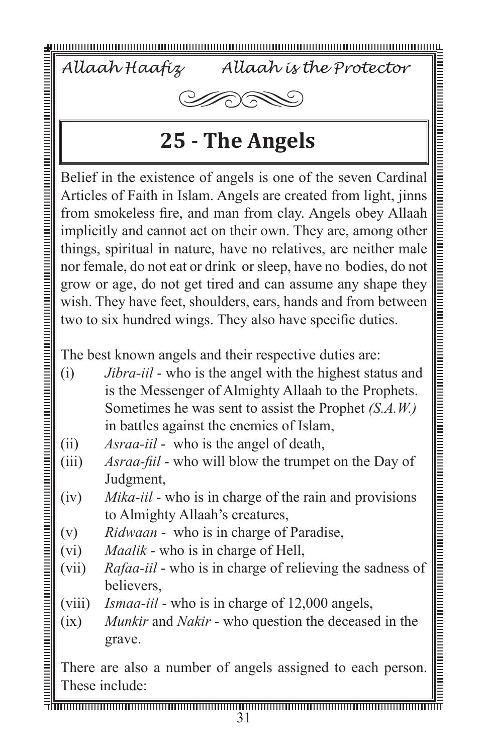*Allaah Haafiz* *Allaah is the Protector*

# 25 - The Angels

Belief in the existence of angels is one of the seven Cardinal Articles of Faith in Islam. Angels are created from light, jinns from smokeless fire, and man from clay. Angels obey Allaah implicitly and cannot act on their own. They are, among other things, spiritual in nature, have no relatives, are neither male nor female, do not eat or drink or sleep, have no bodies, do not grow or age, do not get tired and can assume any shape they wish. They have feet, shoulders, ears, hands and from between two to six hundred wings. They also have specific duties.

The best known angels and their respective duties are:

(i) *Jibra-iil* - who is the angel with the highest status and is the Messenger of Almighty Allaah to the Prophets. Sometimes he was sent to assist the Prophet *(S.A.W.)* in battles against the enemies of Islam,

(ii) *Asraa-iil* - who is the angel of death,

(iii) *Asraa-fiil* - who will blow the trumpet on the Day of Judgment,

(iv) *Mika-iil* - who is in charge of the rain and provisions to Almighty Allaah's creatures,

(v) *Ridwaan* - who is in charge of Paradise,

(vi) *Maalik* - who is in charge of Hell,

(vii) *Rafaa-iil* - who is in charge of relieving the sadness of believers,

(viii) *Ismaa-iil* - who is in charge of 12,000 angels,

(ix) *Munkir* and *Nakir* - who question the deceased in the grave.

There are also a number of angels assigned to each person. These include: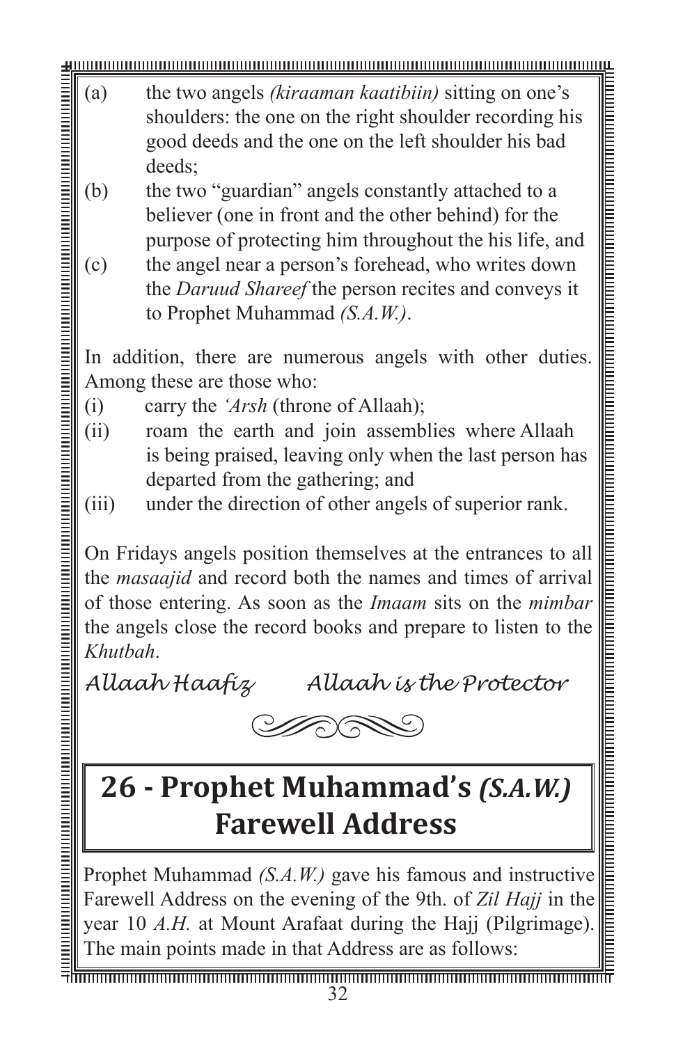(a) the two angels *(kiraaman kaatibiin)* sitting on one's shoulders: the one on the right shoulder recording his good deeds and the one on the left shoulder his bad deeds;

(b) the two "guardian" angels constantly attached to a believer (one in front and the other behind) for the purpose of protecting him throughout the his life, and

(c) the angel near a person's forehead, who writes down the *Daruud Shareef* the person recites and conveys it to Prophet Muhammad *(S.A.W.)*.

In addition, there are numerous angels with other duties. Among these are those who:

(i) carry the *'Arsh* (throne of Allaah);

(ii) roam the earth and join assemblies where Allaah is being praised, leaving only when the last person has departed from the gathering; and

(iii) under the direction of other angels of superior rank.

On Fridays angels position themselves at the entrances to all the *masaajid* and record both the names and times of arrival of those entering. As soon as the *Imaam* sits on the *mimbar* the angels close the record books and prepare to listen to the *Khutbah*.

*Allaah Haafiz* *Allaah is the Protector*

# 26 - Prophet Muhammad's *(S.A.W.)* Farewell Address

Prophet Muhammad *(S.A.W.)* gave his famous and instructive Farewell Address on the evening of the 9th. of *Zil Hajj* in the year 10 *A.H.* at Mount Arafaat during the Hajj (Pilgrimage). The main points made in that Address are as follows: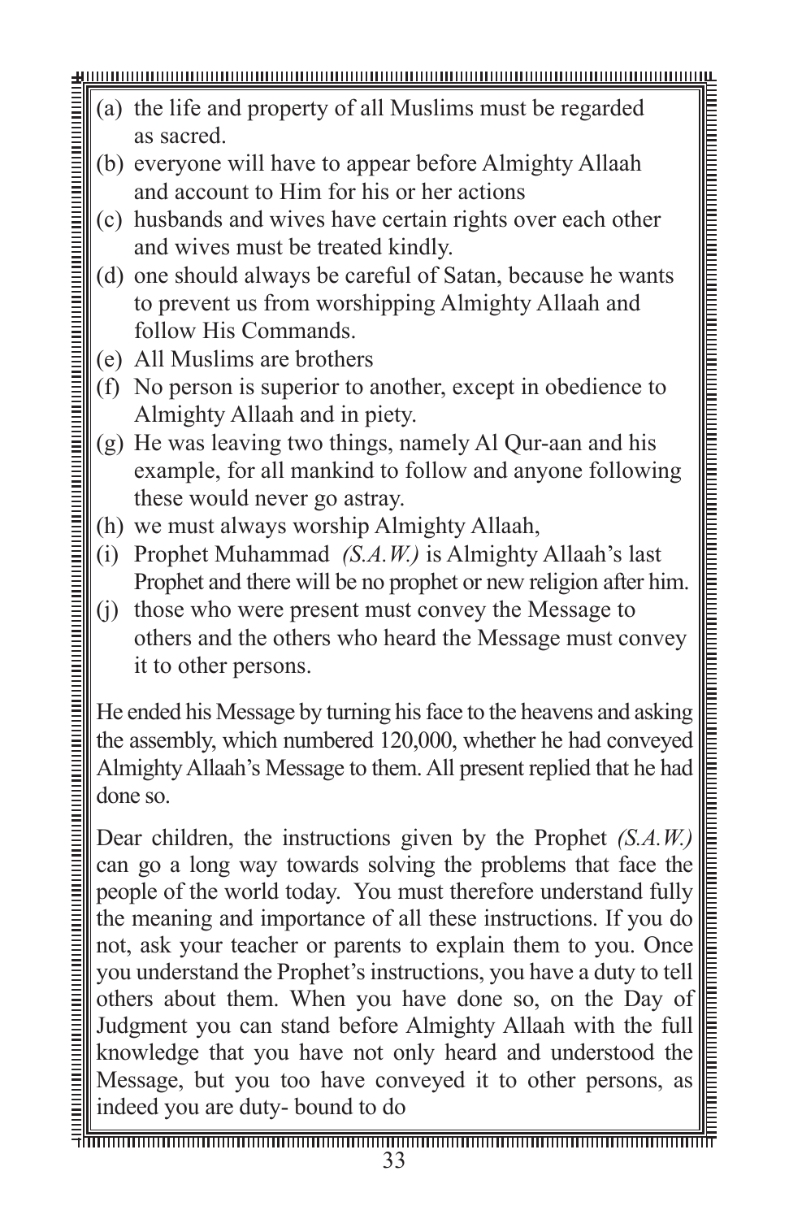(a) the life and property of all Muslims must be regarded as sacred.

(b) everyone will have to appear before Almighty Allaah and account to Him for his or her actions

(c) husbands and wives have certain rights over each other and wives must be treated kindly.

(d) one should always be careful of Satan, because he wants to prevent us from worshipping Almighty Allaah and follow His Commands.

(e) All Muslims are brothers

(f) No person is superior to another, except in obedience to Almighty Allaah and in piety.

(g) He was leaving two things, namely Al Qur-aan and his example, for all mankind to follow and anyone following these would never go astray.

(h) we must always worship Almighty Allaah,

(i) Prophet Muhammad *(S.A.W.)* is Almighty Allaah's last Prophet and there will be no prophet or new religion after him.

(j) those who were present must convey the Message to others and the others who heard the Message must convey it to other persons.

He ended his Message by turning his face to the heavens and asking the assembly, which numbered 120,000, whether he had conveyed Almighty Allaah's Message to them. All present replied that he had done so.

Dear children, the instructions given by the Prophet *(S.A.W.)* can go a long way towards solving the problems that face the people of the world today. You must therefore understand fully the meaning and importance of all these instructions. If you do not, ask your teacher or parents to explain them to you. Once you understand the Prophet's instructions, you have a duty to tell others about them. When you have done so, on the Day of Judgment you can stand before Almighty Allaah with the full knowledge that you have not only heard and understood the Message, but you too have conveyed it to other persons, as indeed you are duty- bound to do